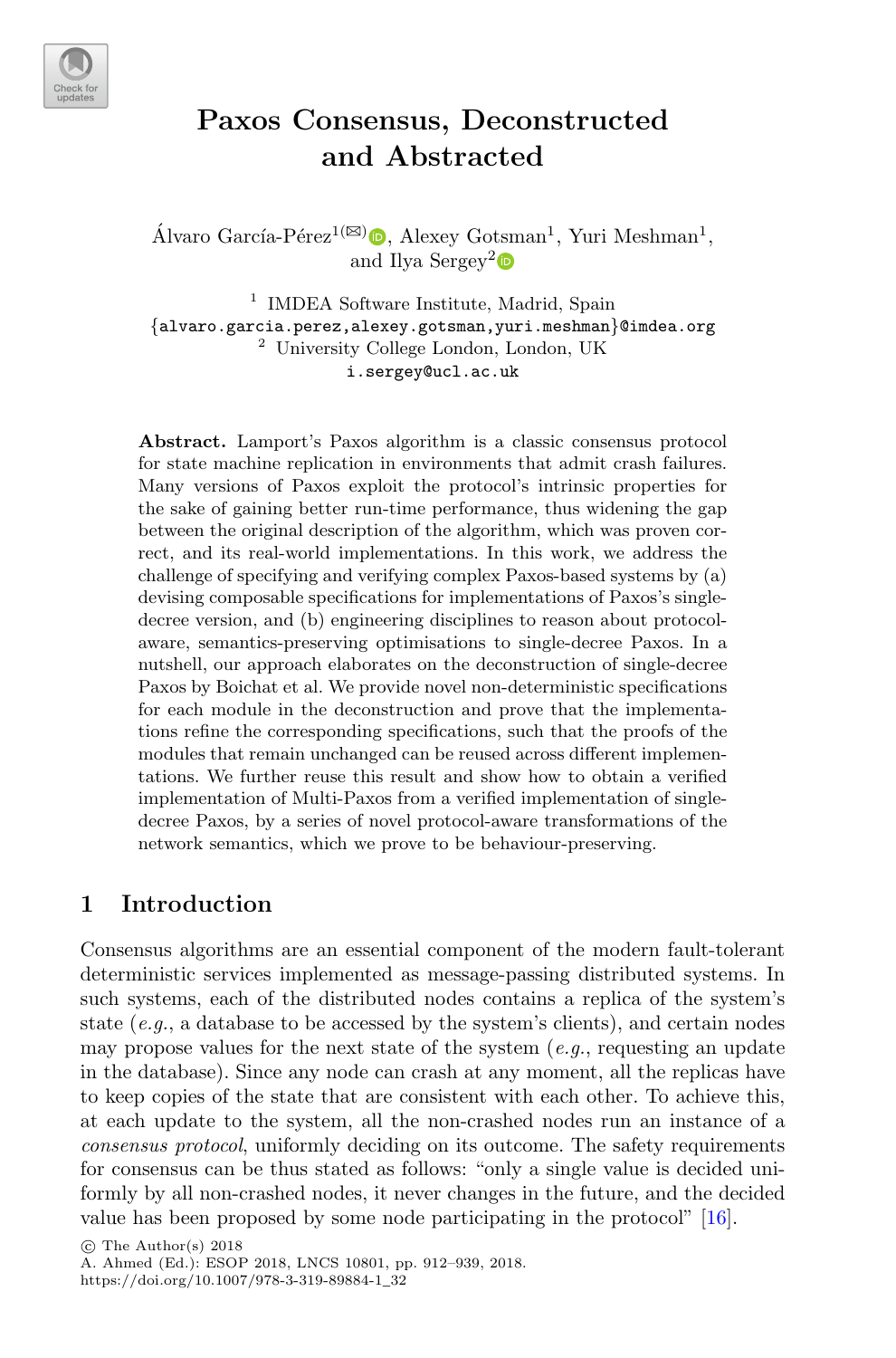# Paxos Consensus, Deconstructed and Abstracted

Álvaro García-Pérez[1(✉)], Alexey Gotsman[1], Yuri Meshman[1], and Ilya Sergey[2]

[1] IMDEA Software Institute, Madrid, Spain
{alvaro.garcia.perez,alexey.gotsman,yuri.meshman}@imdea.org

[2] University College London, London, UK
i.sergey@ucl.ac.uk

**Abstract.** Lamport's Paxos algorithm is a classic consensus protocol for state machine replication in environments that admit crash failures. Many versions of Paxos exploit the protocol's intrinsic properties for the sake of gaining better run-time performance, thus widening the gap between the original description of the algorithm, which was proven correct, and its real-world implementations. In this work, we address the challenge of specifying and verifying complex Paxos-based systems by (a) devising composable specifications for implementations of Paxos's single-decree version, and (b) engineering disciplines to reason about protocol-aware, semantics-preserving optimisations to single-decree Paxos. In a nutshell, our approach elaborates on the deconstruction of single-decree Paxos by Boichat et al. We provide novel non-deterministic specifications for each module in the deconstruction and prove that the implementations refine the corresponding specifications, such that the proofs of the modules that remain unchanged can be reused across different implementations. We further reuse this result and show how to obtain a verified implementation of Multi-Paxos from a verified implementation of single-decree Paxos, by a series of novel protocol-aware transformations of the network semantics, which we prove to be behaviour-preserving.

## 1 Introduction

Consensus algorithms are an essential component of the modern fault-tolerant deterministic services implemented as message-passing distributed systems. In such systems, each of the distributed nodes contains a replica of the system's state (*e.g.*, a database to be accessed by the system's clients), and certain nodes may propose values for the next state of the system (*e.g.*, requesting an update in the database). Since any node can crash at any moment, all the replicas have to keep copies of the state that are consistent with each other. To achieve this, at each update to the system, all the non-crashed nodes run an instance of a *consensus protocol*, uniformly deciding on its outcome. The safety requirements for consensus can be thus stated as follows: "only a single value is decided uniformly by all non-crashed nodes, it never changes in the future, and the decided value has been proposed by some node participating in the protocol" [16].

© The Author(s) 2018
A. Ahmed (Ed.): ESOP 2018, LNCS 10801, pp. 912–939, 2018.
https://doi.org/10.1007/978-3-319-89884-1_32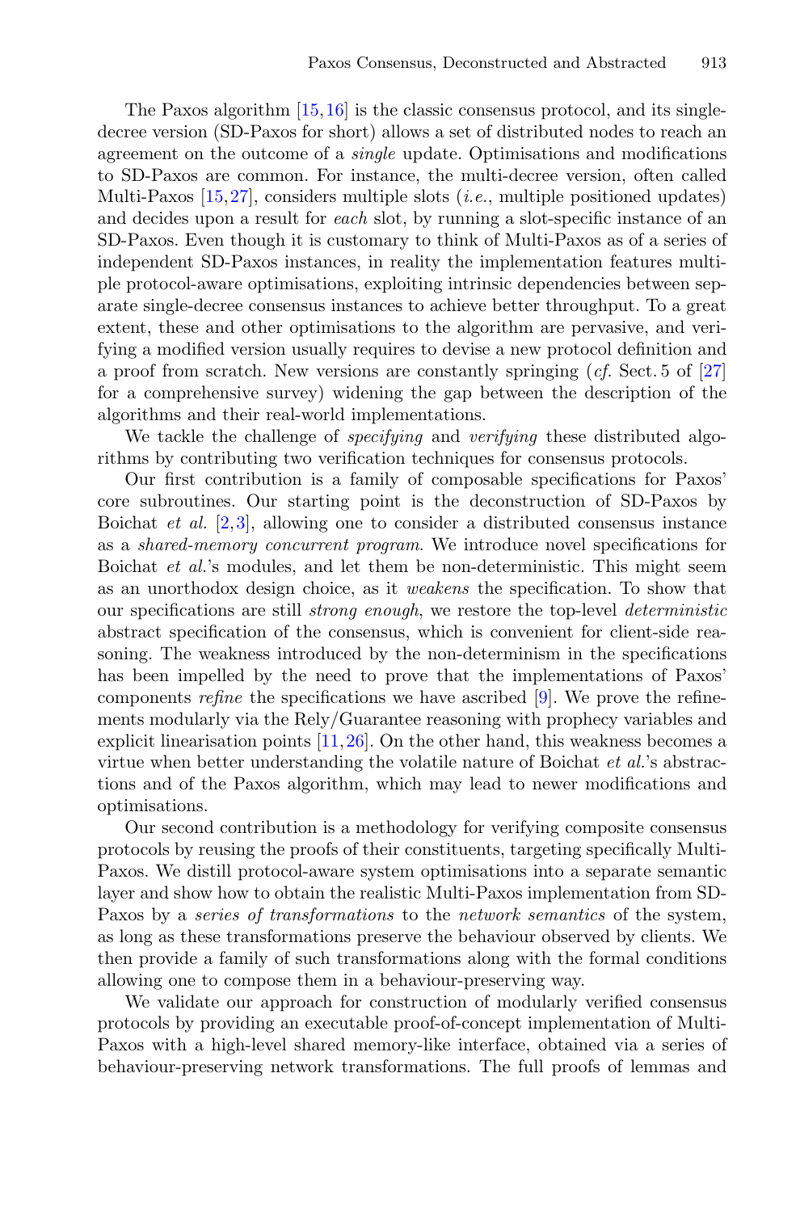The Paxos algorithm [15,16] is the classic consensus protocol, and its single-decree version (SD-Paxos for short) allows a set of distributed nodes to reach an agreement on the outcome of a *single* update. Optimisations and modifications to SD-Paxos are common. For instance, the multi-decree version, often called Multi-Paxos [15,27], considers multiple slots (*i.e.*, multiple positioned updates) and decides upon a result for *each* slot, by running a slot-specific instance of an SD-Paxos. Even though it is customary to think of Multi-Paxos as of a series of independent SD-Paxos instances, in reality the implementation features multiple protocol-aware optimisations, exploiting intrinsic dependencies between separate single-decree consensus instances to achieve better throughput. To a great extent, these and other optimisations to the algorithm are pervasive, and verifying a modified version usually requires to devise a new protocol definition and a proof from scratch. New versions are constantly springing (*cf.* Sect. 5 of [27] for a comprehensive survey) widening the gap between the description of the algorithms and their real-world implementations.

We tackle the challenge of *specifying* and *verifying* these distributed algorithms by contributing two verification techniques for consensus protocols.

Our first contribution is a family of composable specifications for Paxos' core subroutines. Our starting point is the deconstruction of SD-Paxos by Boichat *et al.* [2,3], allowing one to consider a distributed consensus instance as a *shared-memory concurrent program*. We introduce novel specifications for Boichat *et al.*'s modules, and let them be non-deterministic. This might seem as an unorthodox design choice, as it *weakens* the specification. To show that our specifications are still *strong enough*, we restore the top-level *deterministic* abstract specification of the consensus, which is convenient for client-side reasoning. The weakness introduced by the non-determinism in the specifications has been impelled by the need to prove that the implementations of Paxos' components *refine* the specifications we have ascribed [9]. We prove the refinements modularly via the Rely/Guarantee reasoning with prophecy variables and explicit linearisation points [11,26]. On the other hand, this weakness becomes a virtue when better understanding the volatile nature of Boichat *et al.*'s abstractions and of the Paxos algorithm, which may lead to newer modifications and optimisations.

Our second contribution is a methodology for verifying composite consensus protocols by reusing the proofs of their constituents, targeting specifically Multi-Paxos. We distill protocol-aware system optimisations into a separate semantic layer and show how to obtain the realistic Multi-Paxos implementation from SD-Paxos by a *series of transformations* to the *network semantics* of the system, as long as these transformations preserve the behaviour observed by clients. We then provide a family of such transformations along with the formal conditions allowing one to compose them in a behaviour-preserving way.

We validate our approach for construction of modularly verified consensus protocols by providing an executable proof-of-concept implementation of Multi-Paxos with a high-level shared memory-like interface, obtained via a series of behaviour-preserving network transformations. The full proofs of lemmas and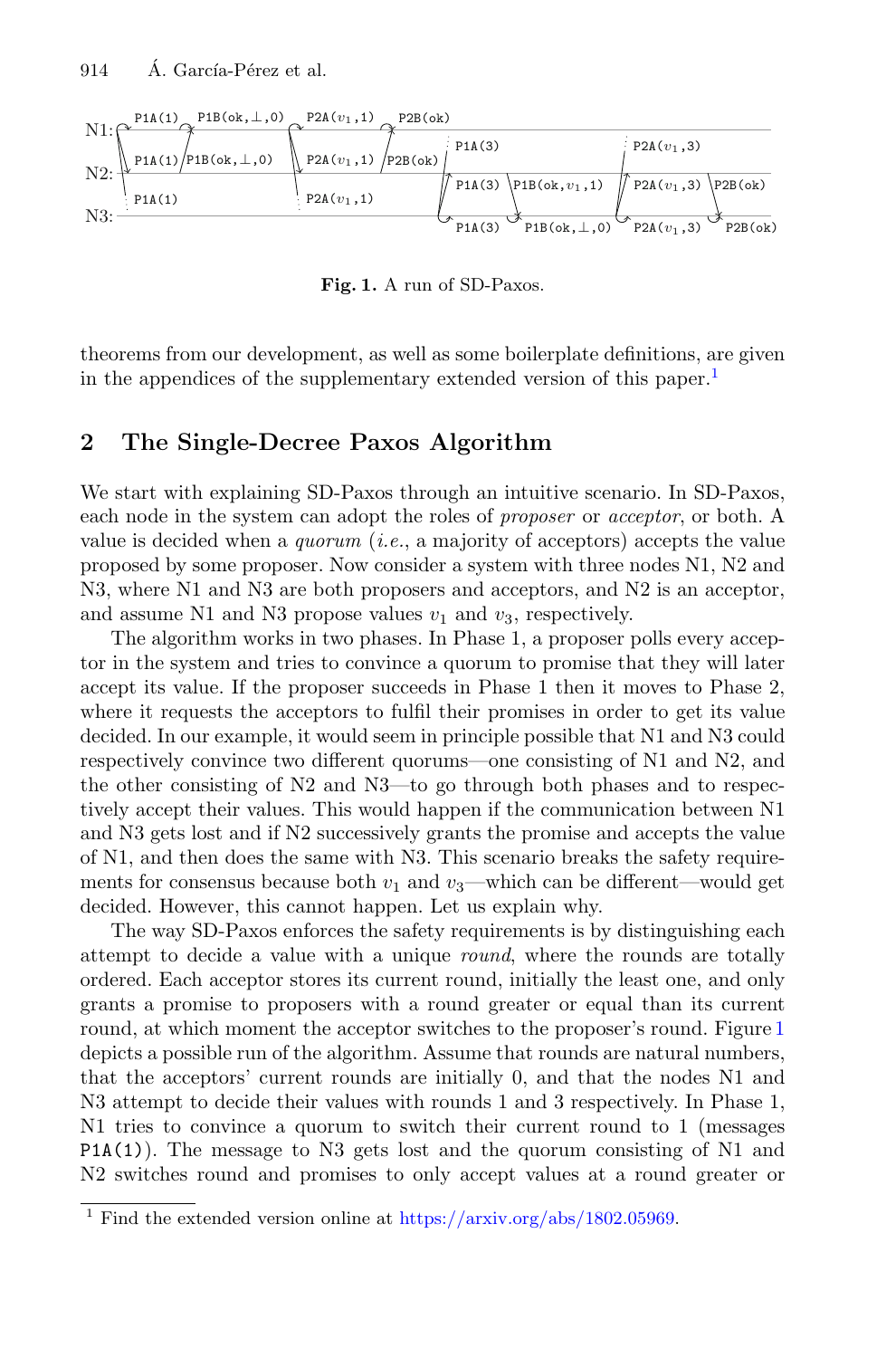**Fig. 1.** A run of SD-Paxos.

theorems from our development, as well as some boilerplate definitions, are given in the appendices of the supplementary extended version of this paper.[1]

## 2 The Single-Decree Paxos Algorithm

We start with explaining SD-Paxos through an intuitive scenario. In SD-Paxos, each node in the system can adopt the roles of *proposer* or *acceptor*, or both. A value is decided when a *quorum* (*i.e.*, a majority of acceptors) accepts the value proposed by some proposer. Now consider a system with three nodes N1, N2 and N3, where N1 and N3 are both proposers and acceptors, and N2 is an acceptor, and assume N1 and N3 propose values $v_1$ and $v_3$, respectively.

The algorithm works in two phases. In Phase 1, a proposer polls every acceptor in the system and tries to convince a quorum to promise that they will later accept its value. If the proposer succeeds in Phase 1 then it moves to Phase 2, where it requests the acceptors to fulfil their promises in order to get its value decided. In our example, it would seem in principle possible that N1 and N3 could respectively convince two different quorums—one consisting of N1 and N2, and the other consisting of N2 and N3—to go through both phases and to respectively accept their values. This would happen if the communication between N1 and N3 gets lost and if N2 successively grants the promise and accepts the value of N1, and then does the same with N3. This scenario breaks the safety requirements for consensus because both $v_1$ and $v_3$—which can be different—would get decided. However, this cannot happen. Let us explain why.

The way SD-Paxos enforces the safety requirements is by distinguishing each attempt to decide a value with a unique *round*, where the rounds are totally ordered. Each acceptor stores its current round, initially the least one, and only grants a promise to proposers with a round greater or equal than its current round, at which moment the acceptor switches to the proposer's round. Figure 1 depicts a possible run of the algorithm. Assume that rounds are natural numbers, that the acceptors' current rounds are initially 0, and that the nodes N1 and N3 attempt to decide their values with rounds 1 and 3 respectively. In Phase 1, N1 tries to convince a quorum to switch their current round to 1 (messages `P1A(1)`). The message to N3 gets lost and the quorum consisting of N1 and N2 switches round and promises to only accept values at a round greater or

[1] Find the extended version online at https://arxiv.org/abs/1802.05969.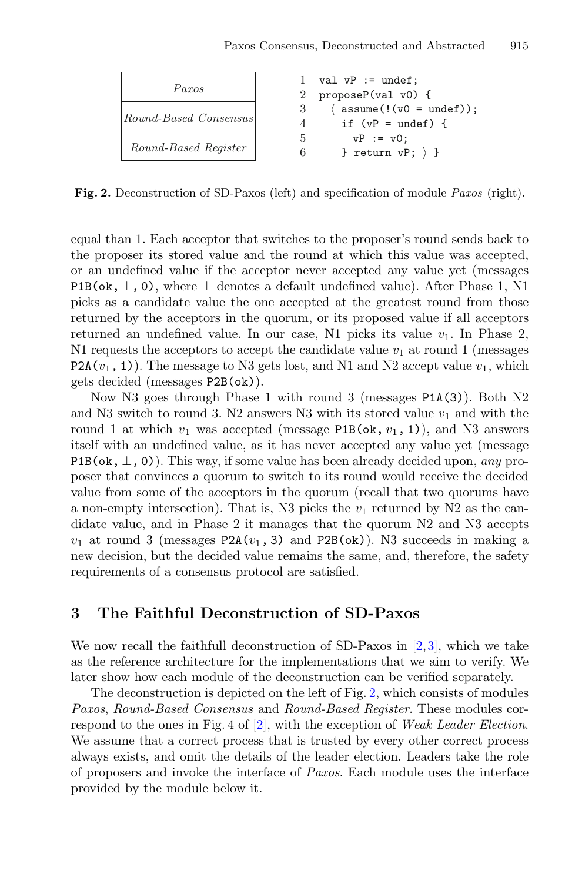| *Paxos* |
|---|
| *Round-Based Consensus* |
| *Round-Based Register* |

```
1  val vP := undef;
2  proposeP(val v0) {
3    ⟨ assume(!(v0 = undef));
4      if (vP = undef) {
5        vP := v0;
6      } return vP; ⟩ }
```

**Fig. 2.** Deconstruction of SD-Paxos (left) and specification of module *Paxos* (right).

equal than 1. Each acceptor that switches to the proposer's round sends back to the proposer its stored value and the round at which this value was accepted, or an undefined value if the acceptor never accepted any value yet (messages P1B(ok, $\perp$, 0), where $\perp$ denotes a default undefined value). After Phase 1, N1 picks as a candidate value the one accepted at the greatest round from those returned by the acceptors in the quorum, or its proposed value if all acceptors returned an undefined value. In our case, N1 picks its value $v_1$. In Phase 2, N1 requests the acceptors to accept the candidate value $v_1$ at round 1 (messages P2A($v_1$, 1)). The message to N3 gets lost, and N1 and N2 accept value $v_1$, which gets decided (messages P2B(ok)).

Now N3 goes through Phase 1 with round 3 (messages P1A(3)). Both N2 and N3 switch to round 3. N2 answers N3 with its stored value $v_1$ and with the round 1 at which $v_1$ was accepted (message P1B(ok, $v_1$, 1)), and N3 answers itself with an undefined value, as it has never accepted any value yet (message P1B(ok, $\perp$, 0)). This way, if some value has been already decided upon, *any* proposer that convinces a quorum to switch to its round would receive the decided value from some of the acceptors in the quorum (recall that two quorums have a non-empty intersection). That is, N3 picks the $v_1$ returned by N2 as the candidate value, and in Phase 2 it manages that the quorum N2 and N3 accepts $v_1$ at round 3 (messages P2A($v_1$, 3) and P2B(ok)). N3 succeeds in making a new decision, but the decided value remains the same, and, therefore, the safety requirements of a consensus protocol are satisfied.

## 3 The Faithful Deconstruction of SD-Paxos

We now recall the faithfull deconstruction of SD-Paxos in [2,3], which we take as the reference architecture for the implementations that we aim to verify. We later show how each module of the deconstruction can be verified separately.

The deconstruction is depicted on the left of Fig. 2, which consists of modules *Paxos*, *Round-Based Consensus* and *Round-Based Register*. These modules correspond to the ones in Fig. 4 of [2], with the exception of *Weak Leader Election*. We assume that a correct process that is trusted by every other correct process always exists, and omit the details of the leader election. Leaders take the role of proposers and invoke the interface of *Paxos*. Each module uses the interface provided by the module below it.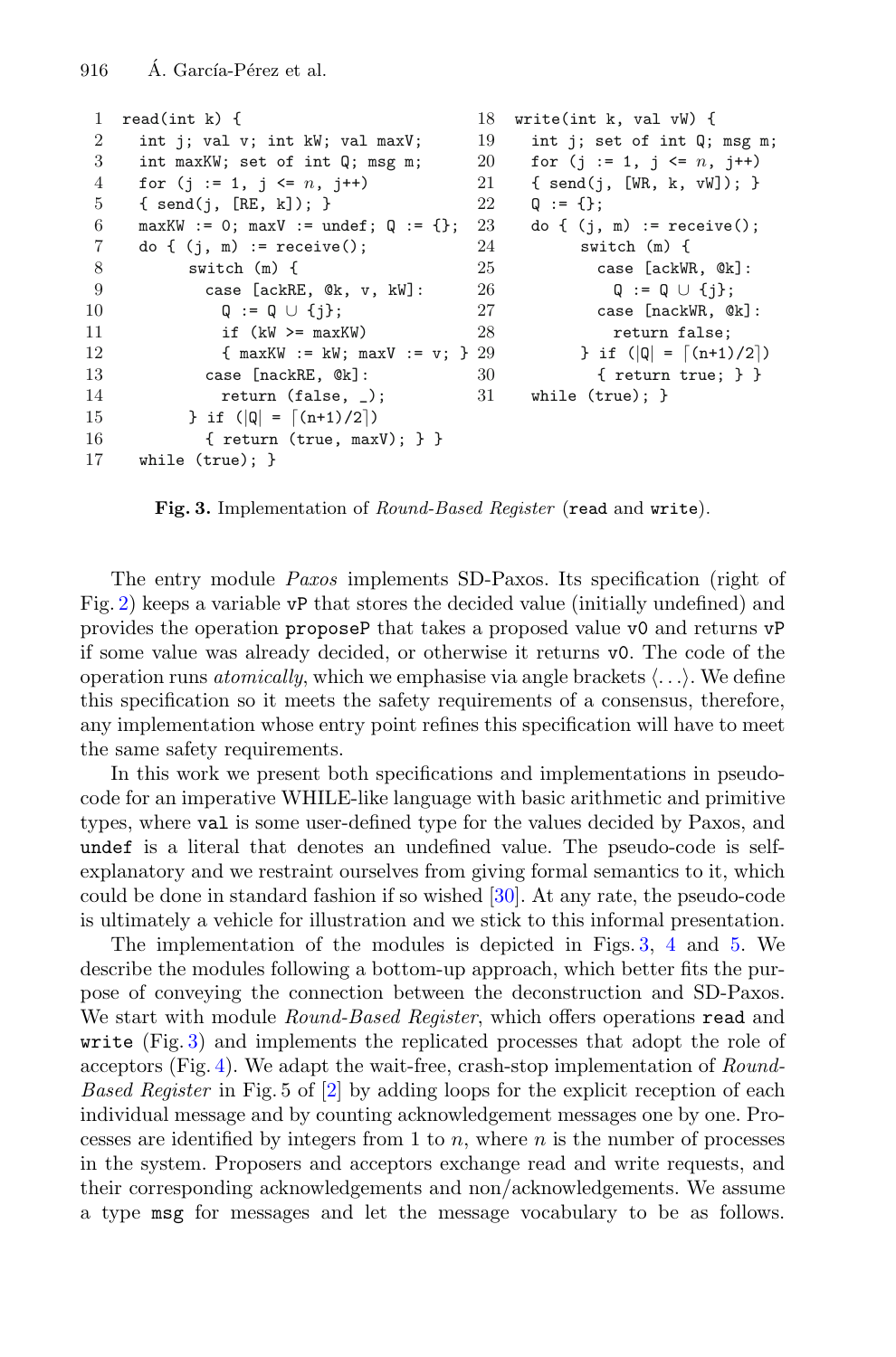```
1  read(int k) {
2    int j; val v; int kW; val maxV;
3    int maxKW; set of int Q; msg m;
4    for (j := 1, j <= n, j++)
5    { send(j, [RE, k]); }
6    maxKW := 0; maxV := undef; Q := {};
7    do { (j, m) := receive();
8          switch (m) {
9            case [ackRE, @k, v, kW]:
10             Q := Q ∪ {j};
11             if (kW >= maxKW)
12             { maxKW := kW; maxV := v; }
13           case [nackRE, @k]:
14             return (false, _);
15         } if (|Q| = ⌈(n+1)/2⌉)
16           { return (true, maxV); } }
17   while (true); }
```

```
18 write(int k, val vW) {
19   int j; set of int Q; msg m;
20   for (j := 1, j <= n, j++)
21   { send(j, [WR, k, vW]); }
22   Q := {};
23   do { (j, m) := receive();
24         switch (m) {
25           case [ackWR, @k]:
26             Q := Q ∪ {j};
27           case [nackWR, @k]:
28             return false;
29         } if (|Q| = ⌈(n+1)/2⌉)
30           { return true; } }
31   while (true); }
```

**Fig. 3.** Implementation of *Round-Based Register* (`read` and `write`).

The entry module *Paxos* implements SD-Paxos. Its specification (right of Fig. 2) keeps a variable `vP` that stores the decided value (initially undefined) and provides the operation `proposeP` that takes a proposed value `v0` and returns `vP` if some value was already decided, or otherwise it returns `v0`. The code of the operation runs *atomically*, which we emphasise via angle brackets $\langle \ldots \rangle$. We define this specification so it meets the safety requirements of a consensus, therefore, any implementation whose entry point refines this specification will have to meet the same safety requirements.

In this work we present both specifications and implementations in pseudo-code for an imperative WHILE-like language with basic arithmetic and primitive types, where `val` is some user-defined type for the values decided by Paxos, and `undef` is a literal that denotes an undefined value. The pseudo-code is self-explanatory and we restraint ourselves from giving formal semantics to it, which could be done in standard fashion if so wished [30]. At any rate, the pseudo-code is ultimately a vehicle for illustration and we stick to this informal presentation.

The implementation of the modules is depicted in Figs. 3, 4 and 5. We describe the modules following a bottom-up approach, which better fits the purpose of conveying the connection between the deconstruction and SD-Paxos. We start with module *Round-Based Register*, which offers operations `read` and `write` (Fig. 3) and implements the replicated processes that adopt the role of acceptors (Fig. 4). We adapt the wait-free, crash-stop implementation of *Round-Based Register* in Fig. 5 of [2] by adding loops for the explicit reception of each individual message and by counting acknowledgement messages one by one. Processes are identified by integers from 1 to $n$, where $n$ is the number of processes in the system. Proposers and acceptors exchange read and write requests, and their corresponding acknowledgements and non/acknowledgements. We assume a type `msg` for messages and let the message vocabulary to be as follows.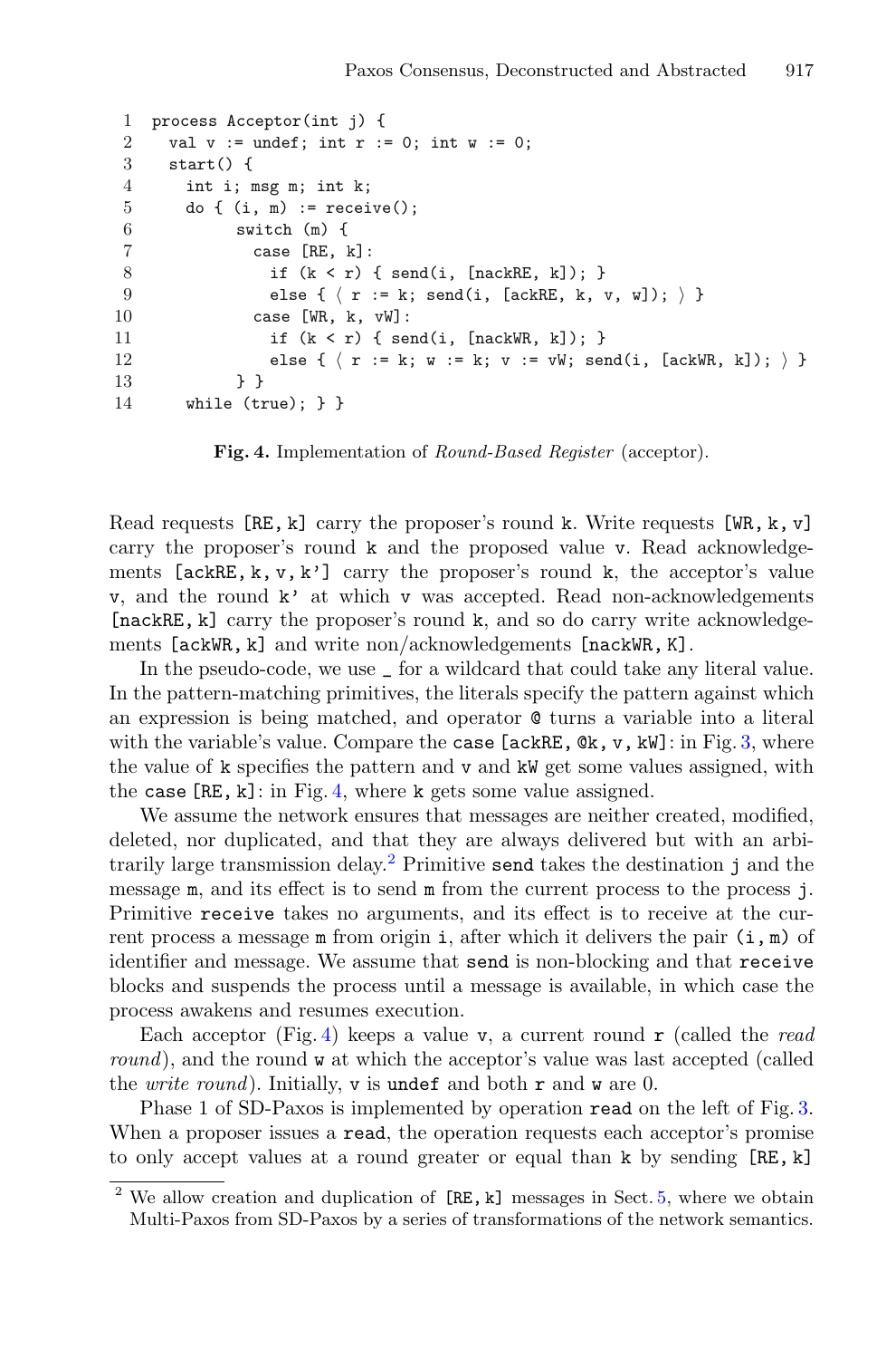```
1  process Acceptor(int j) {
2    val v := undef; int r := 0; int w := 0;
3    start() {
4      int i; msg m; int k;
5      do { (i, m) := receive();
6           switch (m) {
7             case [RE, k]:
8               if (k < r) { send(i, [nackRE, k]); }
9               else { ⟨ r := k; send(i, [ackRE, k, v, w]); ⟩ }
10            case [WR, k, vW]:
11              if (k < r) { send(i, [nackWR, k]); }
12              else { ⟨ r := k; w := k; v := vW; send(i, [ackWR, k]); ⟩ }
13          } }
14     while (true); } }
```

**Fig. 4.** Implementation of *Round-Based Register* (acceptor).

Read requests `[RE, k]` carry the proposer's round `k`. Write requests `[WR, k, v]` carry the proposer's round `k` and the proposed value `v`. Read acknowledgements `[ackRE, k, v, k']` carry the proposer's round `k`, the acceptor's value `v`, and the round `k'` at which `v` was accepted. Read non-acknowledgements `[nackRE, k]` carry the proposer's round `k`, and so do carry write acknowledgements `[ackWR, k]` and write non/acknowledgements `[nackWR, K]`.

In the pseudo-code, we use `_` for a wildcard that could take any literal value. In the pattern-matching primitives, the literals specify the pattern against which an expression is being matched, and operator `@` turns a variable into a literal with the variable's value. Compare the `case [ackRE, @k, v, kW]:` in Fig. 3, where the value of `k` specifies the pattern and `v` and `kW` get some values assigned, with the `case [RE, k]:` in Fig. 4, where `k` gets some value assigned.

We assume the network ensures that messages are neither created, modified, deleted, nor duplicated, and that they are always delivered but with an arbitrarily large transmission delay.[2] Primitive `send` takes the destination `j` and the message `m`, and its effect is to send `m` from the current process to the process `j`. Primitive `receive` takes no arguments, and its effect is to receive at the current process a message `m` from origin `i`, after which it delivers the pair `(i, m)` of identifier and message. We assume that `send` is non-blocking and that `receive` blocks and suspends the process until a message is available, in which case the process awakens and resumes execution.

Each acceptor (Fig. 4) keeps a value `v`, a current round `r` (called the *read round*), and the round `w` at which the acceptor's value was last accepted (called the *write round*). Initially, `v` is `undef` and both `r` and `w` are 0.

Phase 1 of SD-Paxos is implemented by operation `read` on the left of Fig. 3. When a proposer issues a `read`, the operation requests each acceptor's promise to only accept values at a round greater or equal than `k` by sending `[RE, k]`

[2] We allow creation and duplication of `[RE, k]` messages in Sect. 5, where we obtain Multi-Paxos from SD-Paxos by a series of transformations of the network semantics.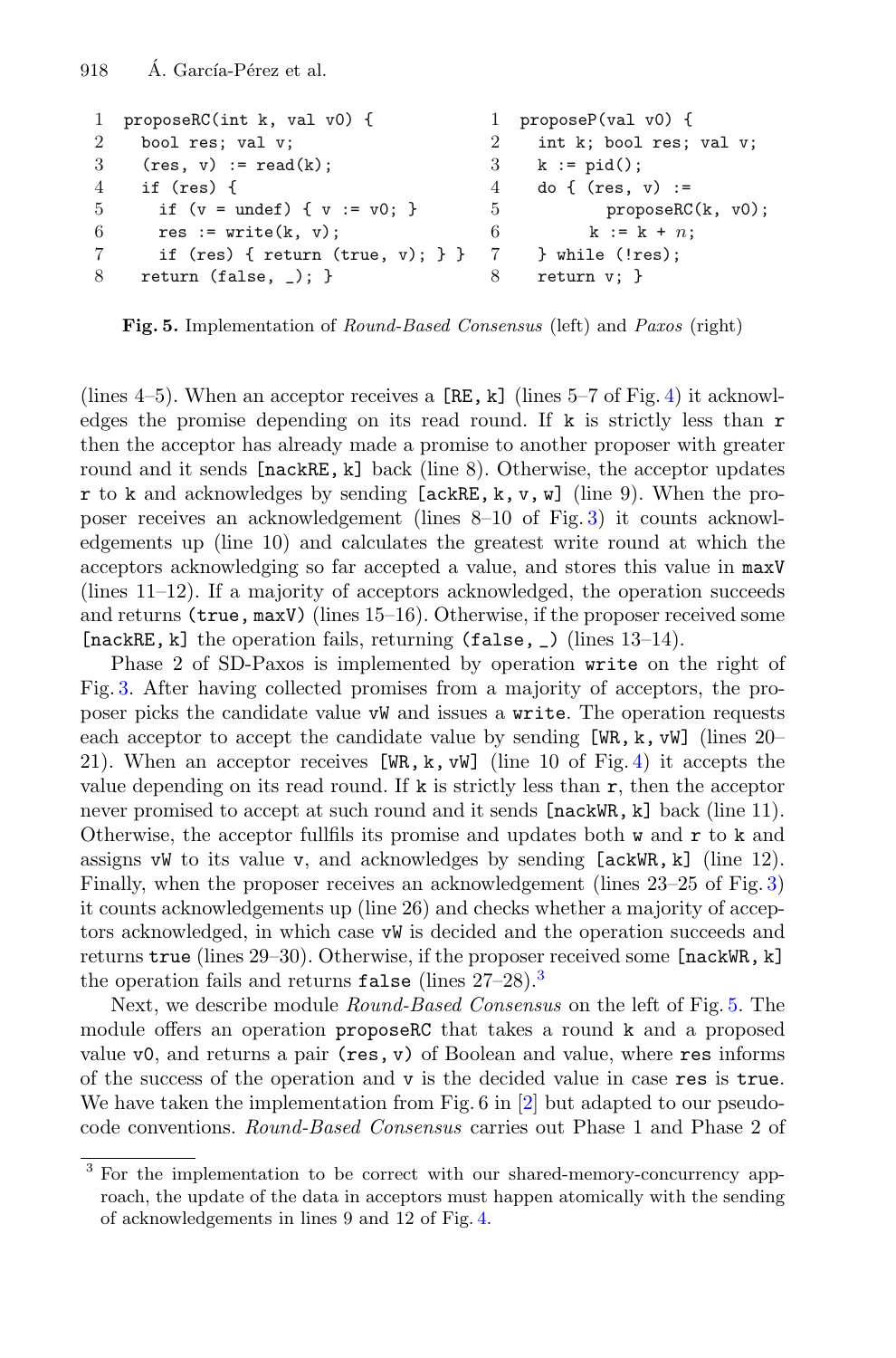```
1  proposeRC(int k, val v0) {
2    bool res; val v;
3    (res, v) := read(k);
4    if (res) {
5      if (v = undef) { v := v0; }
6      res := write(k, v);
7      if (res) { return (true, v); } }
8    return (false, _); }
```

```
1  proposeP(val v0) {
2    int k; bool res; val v;
3    k := pid();
4    do { (res, v) :=
5          proposeRC(k, v0);
6        k := k + n;
7    } while (!res);
8    return v; }
```

**Fig. 5.** Implementation of *Round-Based Consensus* (left) and *Paxos* (right)

(lines 4–5). When an acceptor receives a [RE, k] (lines 5–7 of Fig. 4) it acknowledges the promise depending on its read round. If k is strictly less than r then the acceptor has already made a promise to another proposer with greater round and it sends [nackRE, k] back (line 8). Otherwise, the acceptor updates r to k and acknowledges by sending [ackRE, k, v, w] (line 9). When the proposer receives an acknowledgement (lines 8–10 of Fig. 3) it counts acknowledgements up (line 10) and calculates the greatest write round at which the acceptors acknowledging so far accepted a value, and stores this value in maxV (lines 11–12). If a majority of acceptors acknowledged, the operation succeeds and returns (true, maxV) (lines 15–16). Otherwise, if the proposer received some [nackRE, k] the operation fails, returning (false, _) (lines 13–14).

Phase 2 of SD-Paxos is implemented by operation write on the right of Fig. 3. After having collected promises from a majority of acceptors, the proposer picks the candidate value vW and issues a write. The operation requests each acceptor to accept the candidate value by sending [WR, k, vW] (lines 20–21). When an acceptor receives [WR, k, vW] (line 10 of Fig. 4) it accepts the value depending on its read round. If k is strictly less than r, then the acceptor never promised to accept at such round and it sends [nackWR, k] back (line 11). Otherwise, the acceptor fullfils its promise and updates both w and r to k and assigns vW to its value v, and acknowledges by sending [ackWR, k] (line 12). Finally, when the proposer receives an acknowledgement (lines 23–25 of Fig. 3) it counts acknowledgements up (line 26) and checks whether a majority of acceptors acknowledged, in which case vW is decided and the operation succeeds and returns true (lines 29–30). Otherwise, if the proposer received some [nackWR, k] the operation fails and returns false (lines 27–28).[3]

Next, we describe module *Round-Based Consensus* on the left of Fig. 5. The module offers an operation proposeRC that takes a round k and a proposed value v0, and returns a pair (res, v) of Boolean and value, where res informs of the success of the operation and v is the decided value in case res is true. We have taken the implementation from Fig. 6 in [2] but adapted to our pseudocode conventions. *Round-Based Consensus* carries out Phase 1 and Phase 2 of

[3] For the implementation to be correct with our shared-memory-concurrency approach, the update of the data in acceptors must happen atomically with the sending of acknowledgements in lines 9 and 12 of Fig. 4.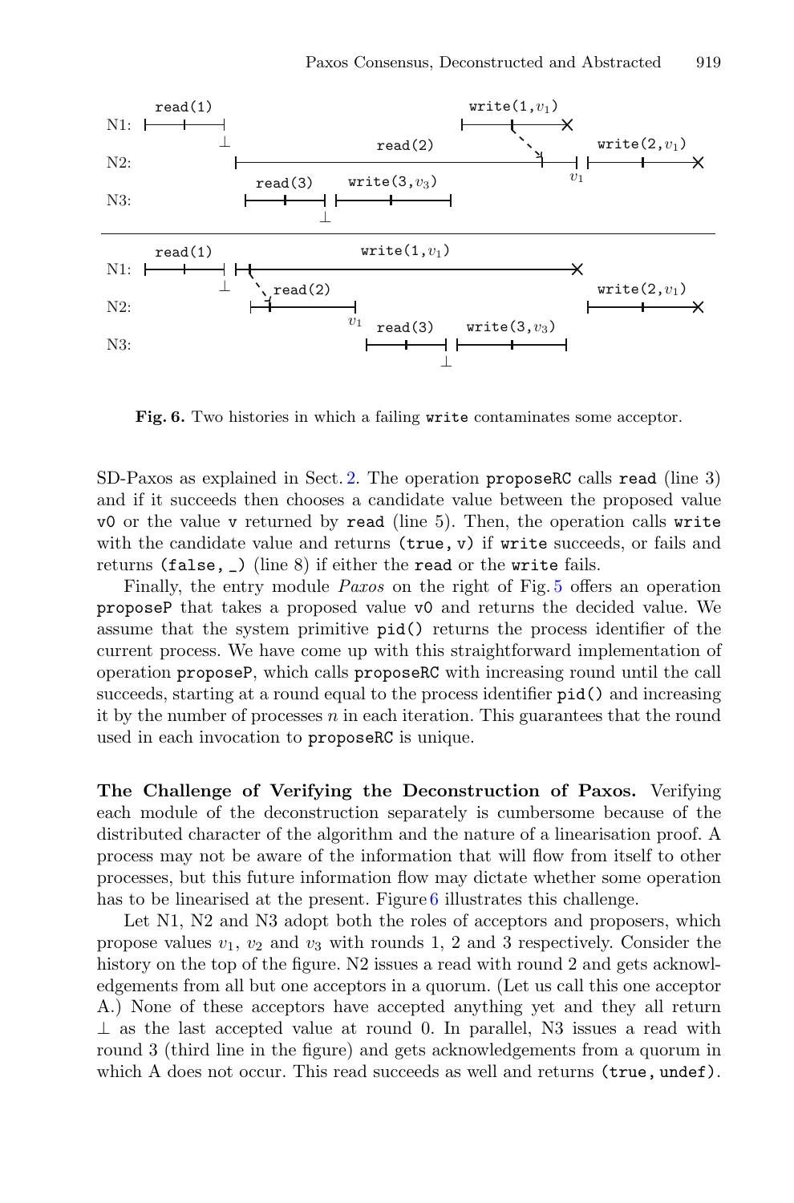**Fig. 6.** Two histories in which a failing `write` contaminates some acceptor.

SD-Paxos as explained in Sect. 2. The operation `proposeRC` calls `read` (line 3) and if it succeeds then chooses a candidate value between the proposed value `v0` or the value `v` returned by `read` (line 5). Then, the operation calls `write` with the candidate value and returns `(true, v)` if `write` succeeds, or fails and returns `(false, _)` (line 8) if either the `read` or the `write` fails.

Finally, the entry module *Paxos* on the right of Fig. 5 offers an operation `proposeP` that takes a proposed value `v0` and returns the decided value. We assume that the system primitive `pid()` returns the process identifier of the current process. We have come up with this straightforward implementation of operation `proposeP`, which calls `proposeRC` with increasing round until the call succeeds, starting at a round equal to the process identifier `pid()` and increasing it by the number of processes $n$ in each iteration. This guarantees that the round used in each invocation to `proposeRC` is unique.

**The Challenge of Verifying the Deconstruction of Paxos.** Verifying each module of the deconstruction separately is cumbersome because of the distributed character of the algorithm and the nature of a linearisation proof. A process may not be aware of the information that will flow from itself to other processes, but this future information flow may dictate whether some operation has to be linearised at the present. Figure 6 illustrates this challenge.

Let N1, N2 and N3 adopt both the roles of acceptors and proposers, which propose values $v_1$, $v_2$ and $v_3$ with rounds 1, 2 and 3 respectively. Consider the history on the top of the figure. N2 issues a read with round 2 and gets acknowledgements from all but one acceptors in a quorum. (Let us call this one acceptor A.) None of these acceptors have accepted anything yet and they all return $\bot$ as the last accepted value at round 0. In parallel, N3 issues a read with round 3 (third line in the figure) and gets acknowledgements from a quorum in which A does not occur. This read succeeds as well and returns `(true, undef)`.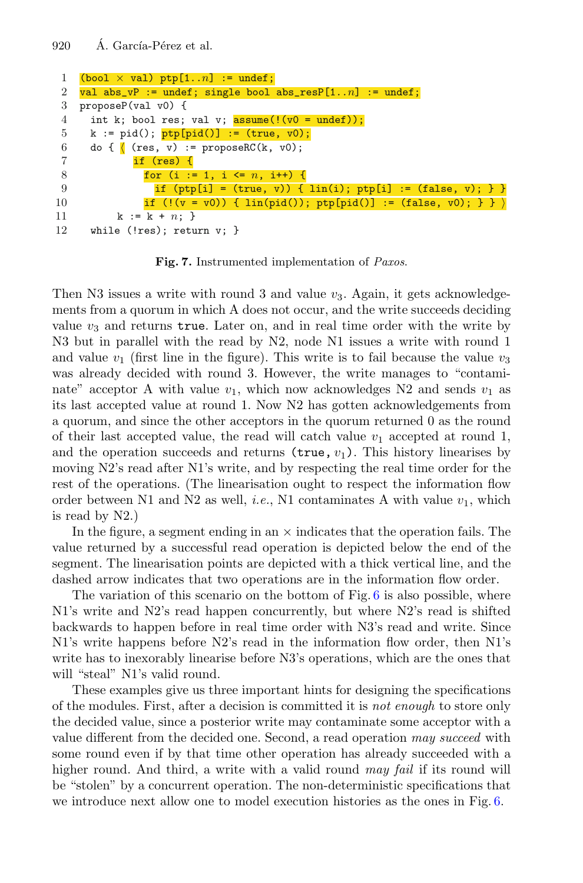```
1   (bool × val) ptp[1..n] := undef;
2   val abs_vP := undef; single bool abs_resP[1..n] := undef;
3   proposeP(val v0) {
4     int k; bool res; val v; assume(!(v0 = undef));
5     k := pid(); ptp[pid()] := (true, v0);
6     do { ⟨ (res, v) := proposeRC(k, v0);
7           if (res) {
8             for (i := 1, i <= n, i++) {
9               if (ptp[i] = (true, v)) { lin(i); ptp[i] := (false, v); } }
10            if (!(v = v0)) { lin(pid()); ptp[pid()] := (false, v0); } } ⟩
11        k := k + n; }
12    while (!res); return v; }
```

**Fig. 7.** Instrumented implementation of *Paxos*.

Then N3 issues a write with round 3 and value $v_3$. Again, it gets acknowledgements from a quorum in which A does not occur, and the write succeeds deciding value $v_3$ and returns `true`. Later on, and in real time order with the write by N3 but in parallel with the read by N2, node N1 issues a write with round 1 and value $v_1$ (first line in the figure). This write is to fail because the value $v_3$ was already decided with round 3. However, the write manages to "contaminate" acceptor A with value $v_1$, which now acknowledges N2 and sends $v_1$ as its last accepted value at round 1. Now N2 has gotten acknowledgements from a quorum, and since the other acceptors in the quorum returned 0 as the round of their last accepted value, the read will catch value $v_1$ accepted at round 1, and the operation succeeds and returns `(true,` $v_1$`)`. This history linearises by moving N2's read after N1's write, and by respecting the real time order for the rest of the operations. (The linearisation ought to respect the information flow order between N1 and N2 as well, *i.e.*, N1 contaminates A with value $v_1$, which is read by N2.)

In the figure, a segment ending in an × indicates that the operation fails. The value returned by a successful read operation is depicted below the end of the segment. The linearisation points are depicted with a thick vertical line, and the dashed arrow indicates that two operations are in the information flow order.

The variation of this scenario on the bottom of Fig. 6 is also possible, where N1's write and N2's read happen concurrently, but where N2's read is shifted backwards to happen before in real time order with N3's read and write. Since N1's write happens before N2's read in the information flow order, then N1's write has to inexorably linearise before N3's operations, which are the ones that will "steal" N1's valid round.

These examples give us three important hints for designing the specifications of the modules. First, after a decision is committed it is *not enough* to store only the decided value, since a posterior write may contaminate some acceptor with a value different from the decided one. Second, a read operation *may succeed* with some round even if by that time other operation has already succeeded with a higher round. And third, a write with a valid round *may fail* if its round will be "stolen" by a concurrent operation. The non-deterministic specifications that we introduce next allow one to model execution histories as the ones in Fig. 6.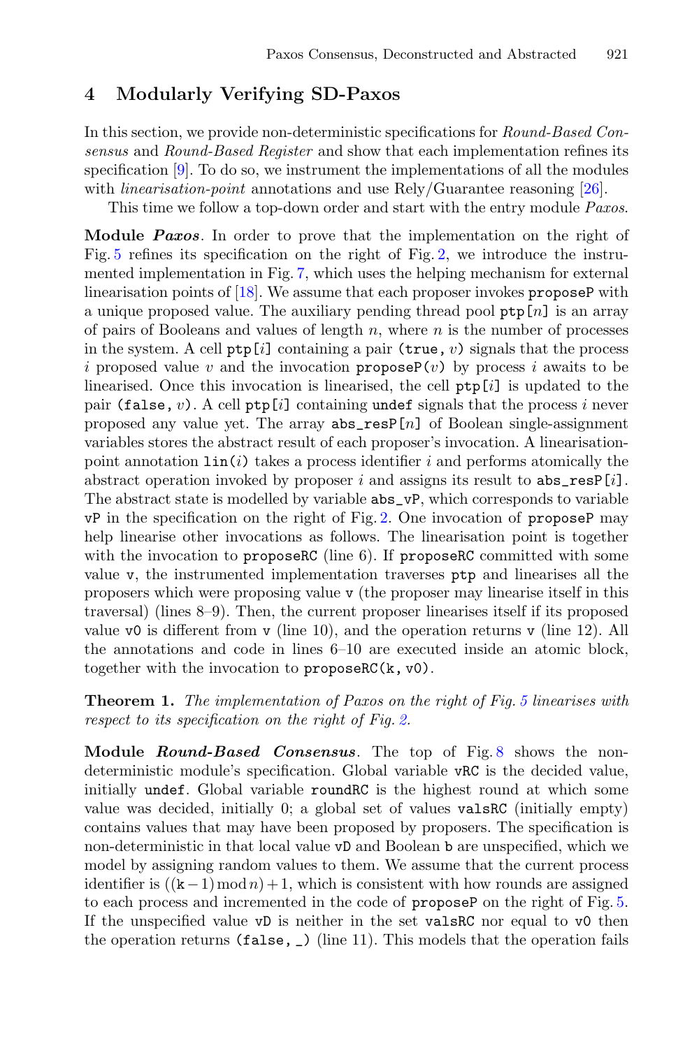## 4 Modularly Verifying SD-Paxos

In this section, we provide non-deterministic specifications for *Round-Based Consensus* and *Round-Based Register* and show that each implementation refines its specification [9]. To do so, we instrument the implementations of all the modules with *linearisation-point* annotations and use Rely/Guarantee reasoning [26].

This time we follow a top-down order and start with the entry module *Paxos*.

**Module *Paxos*.** In order to prove that the implementation on the right of Fig. 5 refines its specification on the right of Fig. 2, we introduce the instrumented implementation in Fig. 7, which uses the helping mechanism for external linearisation points of [18]. We assume that each proposer invokes `proposeP` with a unique proposed value. The auxiliary pending thread pool `ptp[`$n$`]` is an array of pairs of Booleans and values of length $n$, where $n$ is the number of processes in the system. A cell `ptp[`$i$`]` containing a pair `(true,` $v$`)` signals that the process $i$ proposed value $v$ and the invocation `proposeP(`$v$`)` by process $i$ awaits to be linearised. Once this invocation is linearised, the cell `ptp[`$i$`]` is updated to the pair `(false,` $v$`)`. A cell `ptp[`$i$`]` containing `undef` signals that the process $i$ never proposed any value yet. The array `abs_resP[`$n$`]` of Boolean single-assignment variables stores the abstract result of each proposer's invocation. A linearisation-point annotation `lin(`$i$`)` takes a process identifier $i$ and performs atomically the abstract operation invoked by proposer $i$ and assigns its result to `abs_resP[`$i$`]`. The abstract state is modelled by variable `abs_vP`, which corresponds to variable `vP` in the specification on the right of Fig. 2. One invocation of `proposeP` may help linearise other invocations as follows. The linearisation point is together with the invocation to `proposeRC` (line 6). If `proposeRC` committed with some value `v`, the instrumented implementation traverses `ptp` and linearises all the proposers which were proposing value `v` (the proposer may linearise itself in this traversal) (lines 8–9). Then, the current proposer linearises itself if its proposed value `v0` is different from `v` (line 10), and the operation returns `v` (line 12). All the annotations and code in lines 6–10 are executed inside an atomic block, together with the invocation to `proposeRC(k, v0)`.

**Theorem 1.** *The implementation of Paxos on the right of Fig. 5 linearises with respect to its specification on the right of Fig. 2.*

**Module *Round-Based Consensus*.** The top of Fig. 8 shows the non-deterministic module's specification. Global variable `vRC` is the decided value, initially `undef`. Global variable `roundRC` is the highest round at which some value was decided, initially 0; a global set of values `valsRC` (initially empty) contains values that may have been proposed by proposers. The specification is non-deterministic in that local value `vD` and Boolean `b` are unspecified, which we model by assigning random values to them. We assume that the current process identifier is $((\mathtt{k}-1) \bmod n)+1$, which is consistent with how rounds are assigned to each process and incremented in the code of `proposeP` on the right of Fig. 5. If the unspecified value `vD` is neither in the set `valsRC` nor equal to `v0` then the operation returns `(false, _)` (line 11). This models that the operation fails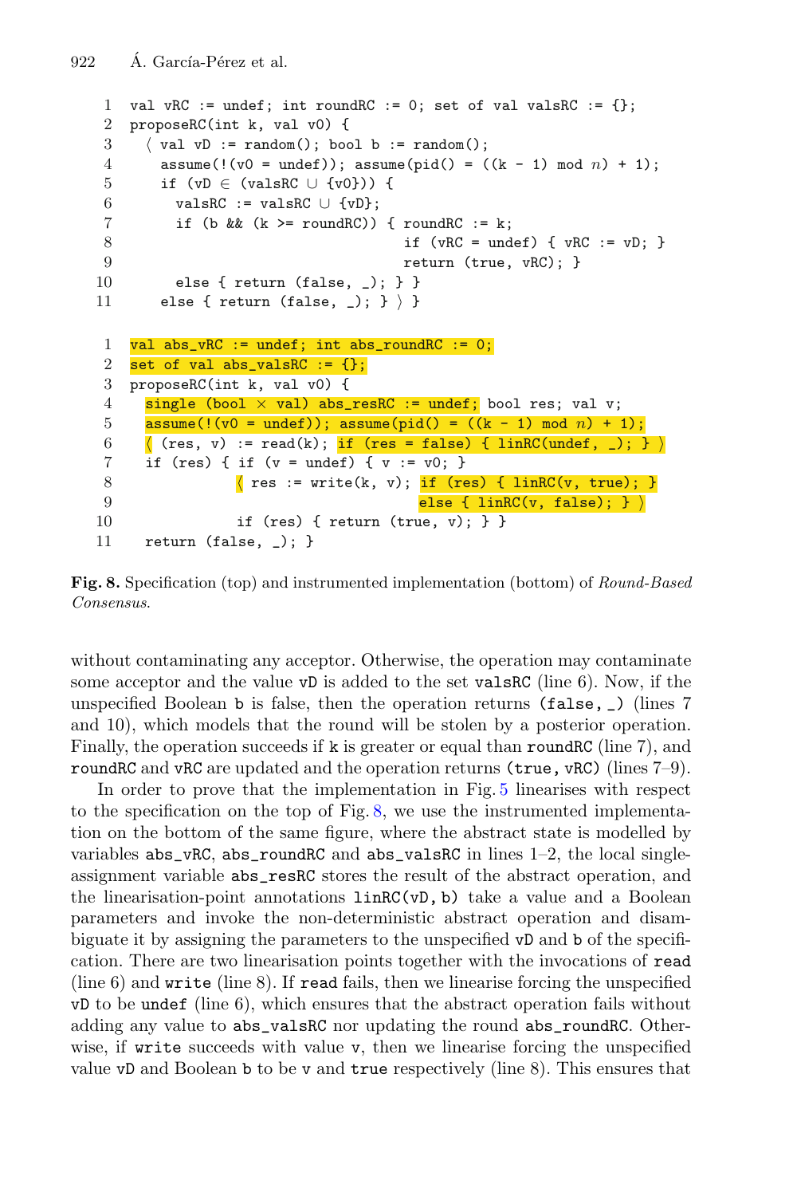```
1  val vRC := undef; int roundRC := 0; set of val valsRC := {};
2  proposeRC(int k, val v0) {
3    ⟨ val vD := random(); bool b := random();
4      assume(!(v0 = undef)); assume(pid() = ((k - 1) mod n) + 1);
5      if (vD ∈ (valsRC ∪ {v0})) {
6        valsRC := valsRC ∪ {vD};
7        if (b && (k >= roundRC)) { roundRC := k;
8                                   if (vRC = undef) { vRC := vD; }
9                                   return (true, vRC); }
10       else { return (false, _); } }
11     else { return (false, _); } ⟩ }
```

```
1  val abs_vRC := undef; int abs_roundRC := 0;
2  set of val abs_valsRC := {};
3  proposeRC(int k, val v0) {
4    single (bool × val) abs_resRC := undef; bool res; val v;
5    assume(!(v0 = undef)); assume(pid() = ((k - 1) mod n) + 1);
6    ⟨ (res, v) := read(k); if (res = false) { linRC(undef, _); } ⟩
7    if (res) { if (v = undef) { v := v0; }
8               ⟨ res := write(k, v); if (res) { linRC(v, true); }
9                                     else { linRC(v, false); } ⟩
10              if (res) { return (true, v); } }
11   return (false, _); }
```

**Fig. 8.** Specification (top) and instrumented implementation (bottom) of *Round-Based Consensus*.

without contaminating any acceptor. Otherwise, the operation may contaminate some acceptor and the value `vD` is added to the set `valsRC` (line 6). Now, if the unspecified Boolean `b` is false, then the operation returns `(false, _)` (lines 7 and 10), which models that the round will be stolen by a posterior operation. Finally, the operation succeeds if `k` is greater or equal than `roundRC` (line 7), and `roundRC` and `vRC` are updated and the operation returns `(true, vRC)` (lines 7–9).

In order to prove that the implementation in Fig. 5 linearises with respect to the specification on the top of Fig. 8, we use the instrumented implementation on the bottom of the same figure, where the abstract state is modelled by variables `abs_vRC`, `abs_roundRC` and `abs_valsRC` in lines 1–2, the local single-assignment variable `abs_resRC` stores the result of the abstract operation, and the linearisation-point annotations `linRC(vD, b)` take a value and a Boolean parameters and invoke the non-deterministic abstract operation and disambiguate it by assigning the parameters to the unspecified `vD` and `b` of the specification. There are two linearisation points together with the invocations of `read` (line 6) and `write` (line 8). If `read` fails, then we linearise forcing the unspecified `vD` to be `undef` (line 6), which ensures that the abstract operation fails without adding any value to `abs_valsRC` nor updating the round `abs_roundRC`. Otherwise, if `write` succeeds with value `v`, then we linearise forcing the unspecified value `vD` and Boolean `b` to be `v` and `true` respectively (line 8). This ensures that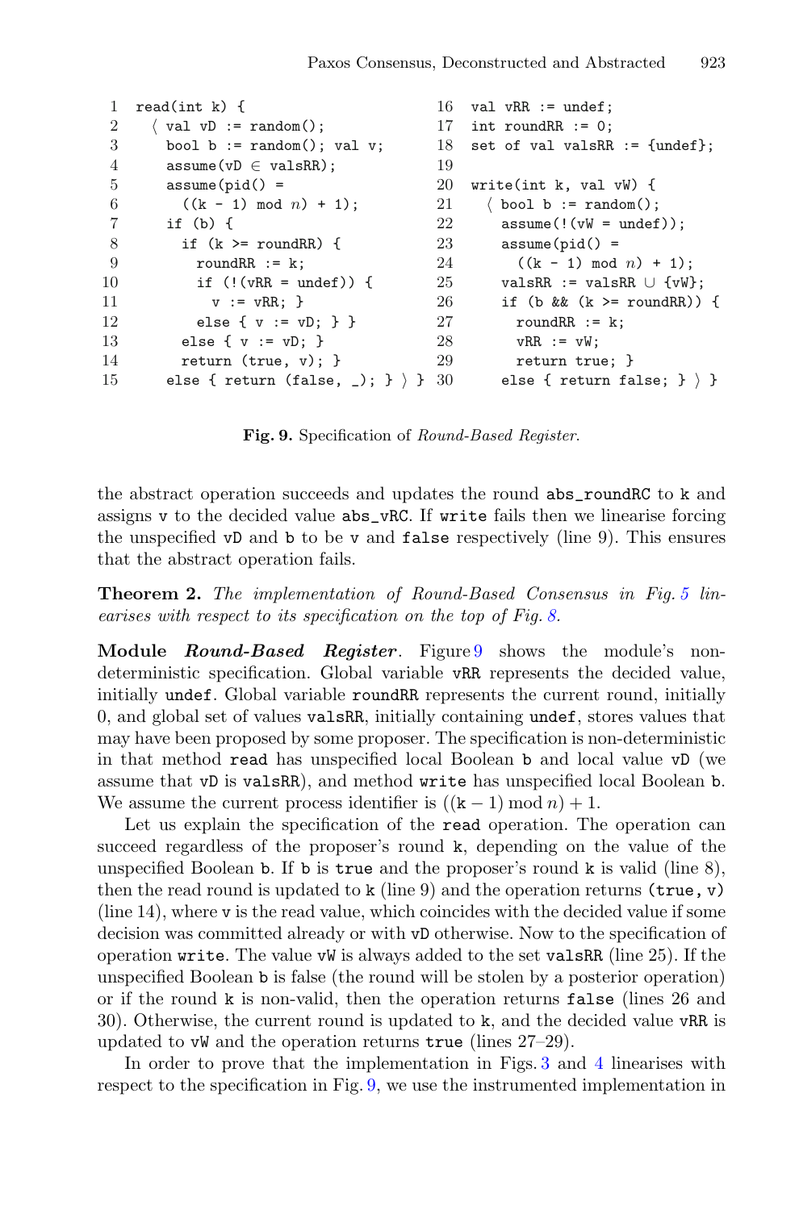```
1  read(int k) {                          16  val vRR := undef;
2    ⟨ val vD := random();                 17  int roundRR := 0;
3      bool b := random(); val v;          18  set of val valsRR := {undef};
4      assume(vD ∈ valsRR);                19
5      assume(pid() =                      20  write(int k, val vW) {
6        ((k - 1) mod n) + 1);             21    ⟨ bool b := random();
7      if (b) {                            22      assume(!(vW = undef));
8        if (k >= roundRR) {               23      assume(pid() =
9          roundRR := k;                   24        ((k - 1) mod n) + 1);
10         if (!(vRR = undef)) {           25      valsRR := valsRR ∪ {vW};
11           v := vRR; }                   26      if (b && (k >= roundRR)) {
12         else { v := vD; } }             27        roundRR := k;
13       else { v := vD; }                 28        vRR := vW;
14       return (true, v); }               29        return true; }
15     else { return (false, _); } ⟩ }     30      else { return false; } ⟩ }
```

**Fig. 9.** Specification of *Round-Based Register*.

the abstract operation succeeds and updates the round `abs_roundRC` to `k` and assigns `v` to the decided value `abs_vRC`. If `write` fails then we linearise forcing the unspecified `vD` and `b` to be `v` and `false` respectively (line 9). This ensures that the abstract operation fails.

**Theorem 2.** *The implementation of Round-Based Consensus in Fig. 5 linearises with respect to its specification on the top of Fig. 8.*

**Module *Round-Based Register*.** Figure 9 shows the module's non-deterministic specification. Global variable `vRR` represents the decided value, initially `undef`. Global variable `roundRR` represents the current round, initially 0, and global set of values `valsRR`, initially containing `undef`, stores values that may have been proposed by some proposer. The specification is non-deterministic in that method `read` has unspecified local Boolean `b` and local value `vD` (we assume that `vD` is `valsRR`), and method `write` has unspecified local Boolean `b`. We assume the current process identifier is $((\mathtt{k}-1) \bmod n)+1$.

Let us explain the specification of the `read` operation. The operation can succeed regardless of the proposer's round `k`, depending on the value of the unspecified Boolean `b`. If `b` is `true` and the proposer's round `k` is valid (line 8), then the read round is updated to `k` (line 9) and the operation returns `(true, v)` (line 14), where `v` is the read value, which coincides with the decided value if some decision was committed already or with `vD` otherwise. Now to the specification of operation `write`. The value `vW` is always added to the set `valsRR` (line 25). If the unspecified Boolean `b` is false (the round will be stolen by a posterior operation) or if the round `k` is non-valid, then the operation returns `false` (lines 26 and 30). Otherwise, the current round is updated to `k`, and the decided value `vRR` is updated to `vW` and the operation returns `true` (lines 27–29).

In order to prove that the implementation in Figs. 3 and 4 linearises with respect to the specification in Fig. 9, we use the instrumented implementation in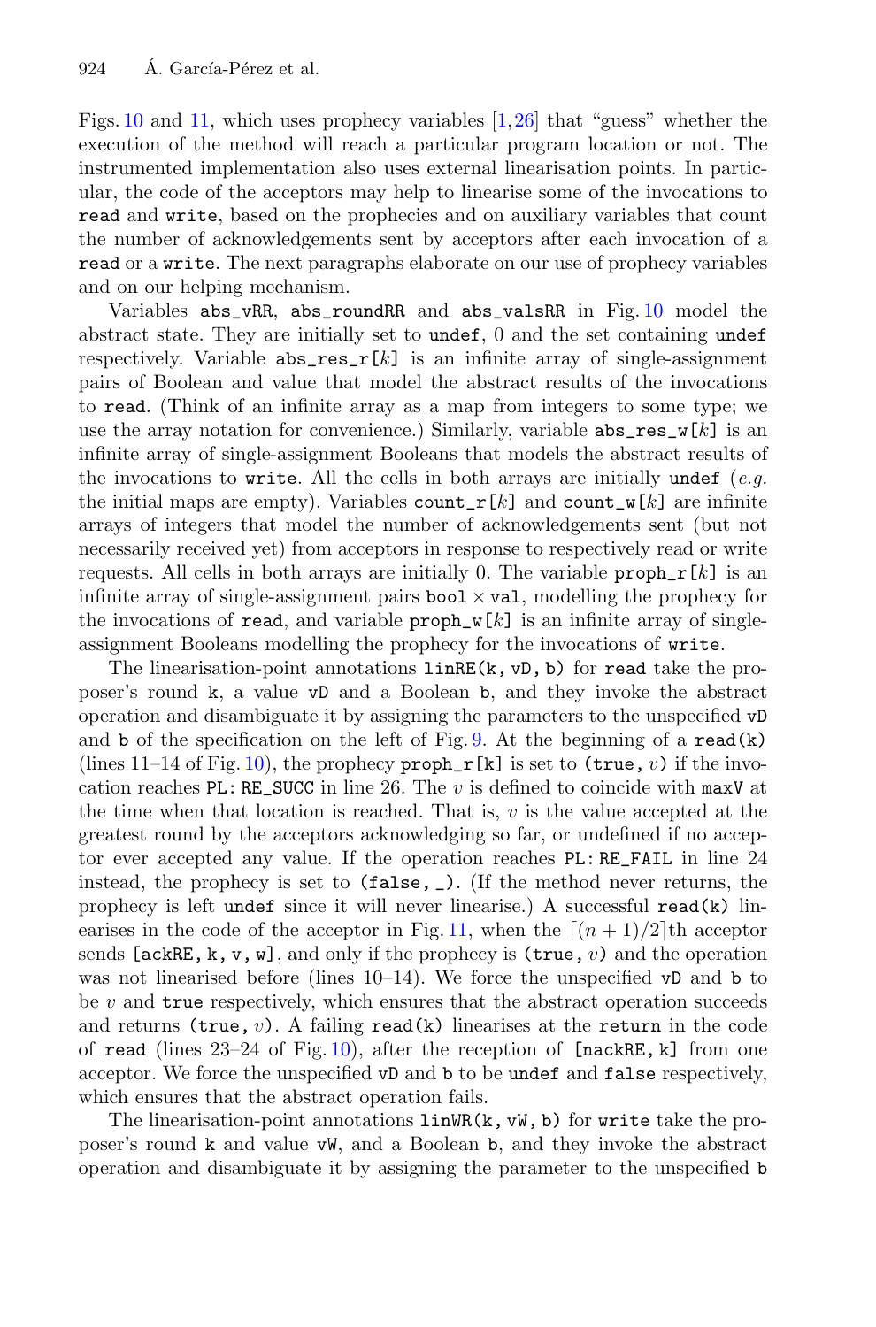Figs. 10 and 11, which uses prophecy variables [1,26] that "guess" whether the execution of the method will reach a particular program location or not. The instrumented implementation also uses external linearisation points. In particular, the code of the acceptors may help to linearise some of the invocations to `read` and `write`, based on the prophecies and on auxiliary variables that count the number of acknowledgements sent by acceptors after each invocation of a `read` or a `write`. The next paragraphs elaborate on our use of prophecy variables and on our helping mechanism.

Variables `abs_vRR`, `abs_roundRR` and `abs_valsRR` in Fig. 10 model the abstract state. They are initially set to `undef`, 0 and the set containing `undef` respectively. Variable `abs_res_r[`$k$`]` is an infinite array of single-assignment pairs of Boolean and value that model the abstract results of the invocations to `read`. (Think of an infinite array as a map from integers to some type; we use the array notation for convenience.) Similarly, variable `abs_res_w[`$k$`]` is an infinite array of single-assignment Booleans that models the abstract results of the invocations to `write`. All the cells in both arrays are initially `undef` (*e.g.* the initial maps are empty). Variables `count_r[`$k$`]` and `count_w[`$k$`]` are infinite arrays of integers that model the number of acknowledgements sent (but not necessarily received yet) from acceptors in response to respectively read or write requests. All cells in both arrays are initially 0. The variable `proph_r[`$k$`]` is an infinite array of single-assignment pairs `bool` $\times$ `val`, modelling the prophecy for the invocations of `read`, and variable `proph_w[`$k$`]` is an infinite array of single-assignment Booleans modelling the prophecy for the invocations of `write`.

The linearisation-point annotations `linRE(k, vD, b)` for `read` take the proposer's round `k`, a value `vD` and a Boolean `b`, and they invoke the abstract operation and disambiguate it by assigning the parameters to the unspecified `vD` and `b` of the specification on the left of Fig. 9. At the beginning of a `read(k)` (lines 11–14 of Fig. 10), the prophecy `proph_r[k]` is set to `(true,` $v$`)` if the invocation reaches `PL: RE_SUCC` in line 26. The $v$ is defined to coincide with `maxV` at the time when that location is reached. That is, $v$ is the value accepted at the greatest round by the acceptors acknowledging so far, or undefined if no acceptor ever accepted any value. If the operation reaches `PL: RE_FAIL` in line 24 instead, the prophecy is set to `(false, _)`. (If the method never returns, the prophecy is left `undef` since it will never linearise.) A successful `read(k)` linearises in the code of the acceptor in Fig. 11, when the $\lceil (n+1)/2 \rceil$th acceptor sends `[ackRE, k, v, w]`, and only if the prophecy is `(true,` $v$`)` and the operation was not linearised before (lines 10–14). We force the unspecified `vD` and `b` to be $v$ and `true` respectively, which ensures that the abstract operation succeeds and returns `(true,` $v$`)`. A failing `read(k)` linearises at the `return` in the code of `read` (lines 23–24 of Fig. 10), after the reception of `[nackRE, k]` from one acceptor. We force the unspecified `vD` and `b` to be `undef` and `false` respectively, which ensures that the abstract operation fails.

The linearisation-point annotations `linWR(k, vW, b)` for `write` take the proposer's round `k` and value `vW`, and a Boolean `b`, and they invoke the abstract operation and disambiguate it by assigning the parameter to the unspecified `b`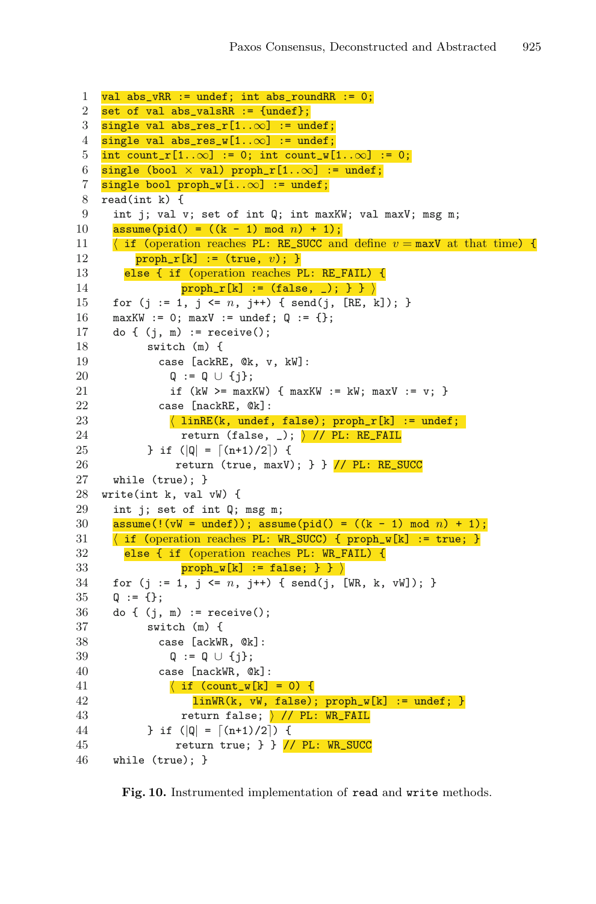```
1  val abs_vRR := undef; int abs_roundRR := 0;
2  set of val abs_valsRR := {undef};
3  single val abs_res_r[1..∞] := undef;
4  single val abs_res_w[1..∞] := undef;
5  int count_r[1..∞] := 0; int count_w[1..∞] := 0;
6  single (bool × val) proph_r[1..∞] := undef;
7  single bool proph_w[i..∞] := undef;
8  read(int k) {
9    int j; val v; set of int Q; int maxKW; val maxV; msg m;
10   assume(pid() = ((k - 1) mod n) + 1);
11   ⟨ if (operation reaches PL: RE_SUCC and define v = maxV at that time) {
12       proph_r[k] := (true, v); }
13     else { if (operation reaches PL: RE_FAIL) {
14             proph_r[k] := (false, _); } } ⟩
15   for (j := 1, j <= n, j++) { send(j, [RE, k]); }
16   maxKW := 0; maxV := undef; Q := {};
17   do { (j, m) := receive();
18        switch (m) {
19          case [ackRE, @k, v, kW]:
20            Q := Q ∪ {j};
21            if (kW >= maxKW) { maxKW := kW; maxV := v; }
22          case [nackRE, @k]:
23            ⟨ linRE(k, undef, false); proph_r[k] := undef;
24              return (false, _); ⟩ // PL: RE_FAIL
25        } if (|Q| = ⌈(n+1)/2⌉) {
26             return (true, maxV); } } // PL: RE_SUCC
27   while (true); }
28 write(int k, val vW) {
29   int j; set of int Q; msg m;
30   assume(!(vW = undef)); assume(pid() = ((k - 1) mod n) + 1);
31   ⟨ if (operation reaches PL: WR_SUCC) { proph_w[k] := true; }
32     else { if (operation reaches PL: WR_FAIL) {
33             proph_w[k] := false; } } ⟩
34   for (j := 1, j <= n, j++) { send(j, [WR, k, vW]); }
35   Q := {};
36   do { (j, m) := receive();
37        switch (m) {
38          case [ackWR, @k]:
39            Q := Q ∪ {j};
40          case [nackWR, @k]:
41            ⟨ if (count_w[k] = 0) {
42                linWR(k, vW, false); proph_w[k] := undef; }
43              return false; ⟩ // PL: WR_FAIL
44        } if (|Q| = ⌈(n+1)/2⌉) {
45             return true; } } // PL: WR_SUCC
46   while (true); }
```

**Fig. 10.** Instrumented implementation of read and write methods.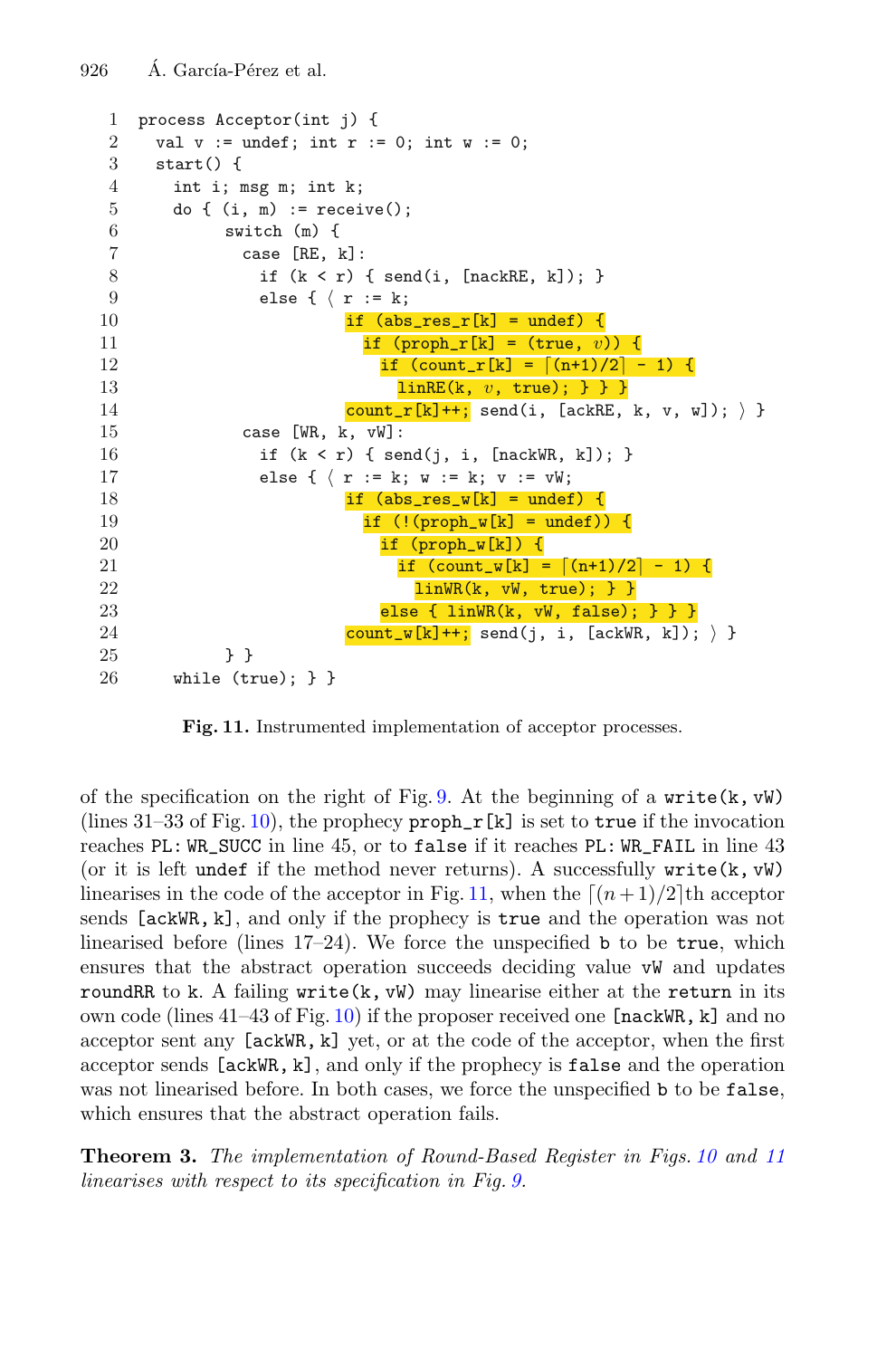```
1  process Acceptor(int j) {
2    val v := undef; int r := 0; int w := 0;
3    start() {
4      int i; msg m; int k;
5      do { (i, m) := receive();
6            switch (m) {
7              case [RE, k]:
8                if (k < r) { send(i, [nackRE, k]); }
9                else { ⟨ r := k;
10                         if (abs_res_r[k] = undef) {
11                           if (proph_r[k] = (true, v)) {
12                             if (count_r[k] = ⌈(n+1)/2⌉ - 1) {
13                               linRE(k, v, true); } } }
14                         count_r[k]++; send(i, [ackRE, k, v, w]); ⟩ }
15             case [WR, k, vW]:
16               if (k < r) { send(j, i, [nackWR, k]); }
17               else { ⟨ r := k; w := k; v := vW;
18                        if (abs_res_w[k] = undef) {
19                          if (!(proph_w[k] = undef)) {
20                            if (proph_w[k]) {
21                              if (count_w[k] = ⌈(n+1)/2⌉ - 1) {
22                                linWR(k, vW, true); } }
23                            else { linWR(k, vW, false); } } }
24                        count_w[k]++; send(j, i, [ackWR, k]); ⟩ }
25           } }
26     while (true); } }
```

**Fig. 11.** Instrumented implementation of acceptor processes.

of the specification on the right of Fig. 9. At the beginning of a `write(k, vW)` (lines 31–33 of Fig. 10), the prophecy `proph_r[k]` is set to `true` if the invocation reaches `PL: WR_SUCC` in line 45, or to `false` if it reaches `PL: WR_FAIL` in line 43 (or it is left `undef` if the method never returns). A successfully `write(k, vW)` linearises in the code of the acceptor in Fig. 11, when the $\lceil(n+1)/2\rceil$th acceptor sends `[ackWR, k]`, and only if the prophecy is `true` and the operation was not linearised before (lines 17–24). We force the unspecified `b` to be `true`, which ensures that the abstract operation succeeds deciding value `vW` and updates `roundRR` to `k`. A failing `write(k, vW)` may linearise either at the `return` in its own code (lines 41–43 of Fig. 10) if the proposer received one `[nackWR, k]` and no acceptor sent any `[ackWR, k]` yet, or at the code of the acceptor, when the first acceptor sends `[ackWR, k]`, and only if the prophecy is `false` and the operation was not linearised before. In both cases, we force the unspecified `b` to be `false`, which ensures that the abstract operation fails.

**Theorem 3.** *The implementation of Round-Based Register in Figs. 10 and 11 linearises with respect to its specification in Fig. 9.*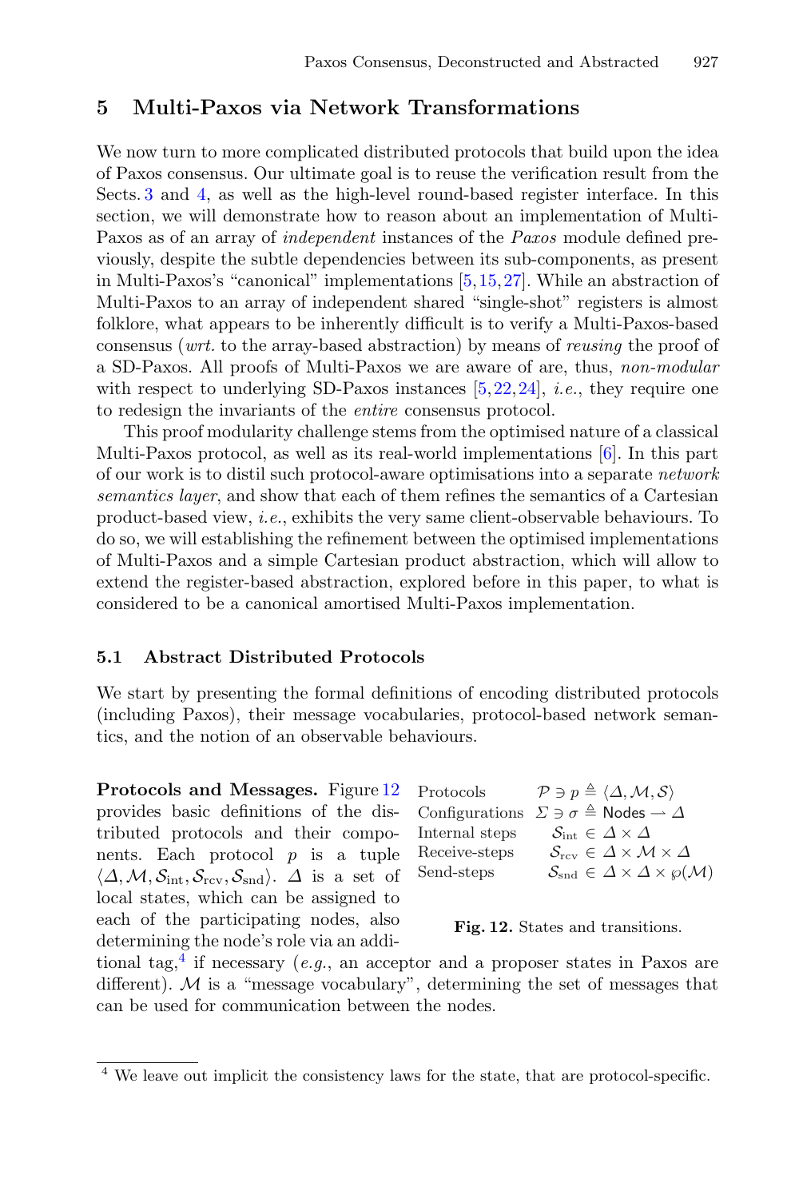## 5 Multi-Paxos via Network Transformations

We now turn to more complicated distributed protocols that build upon the idea of Paxos consensus. Our ultimate goal is to reuse the verification result from the Sects. 3 and 4, as well as the high-level round-based register interface. In this section, we will demonstrate how to reason about an implementation of Multi-Paxos as of an array of *independent* instances of the *Paxos* module defined previously, despite the subtle dependencies between its sub-components, as present in Multi-Paxos's "canonical" implementations [5,15,27]. While an abstraction of Multi-Paxos to an array of independent shared "single-shot" registers is almost folklore, what appears to be inherently difficult is to verify a Multi-Paxos-based consensus (*wrt.* to the array-based abstraction) by means of *reusing* the proof of a SD-Paxos. All proofs of Multi-Paxos we are aware of are, thus, *non-modular* with respect to underlying SD-Paxos instances [5,22,24], *i.e.*, they require one to redesign the invariants of the *entire* consensus protocol.

This proof modularity challenge stems from the optimised nature of a classical Multi-Paxos protocol, as well as its real-world implementations [6]. In this part of our work is to distil such protocol-aware optimisations into a separate *network semantics layer*, and show that each of them refines the semantics of a Cartesian product-based view, *i.e.*, exhibits the very same client-observable behaviours. To do so, we will establishing the refinement between the optimised implementations of Multi-Paxos and a simple Cartesian product abstraction, which will allow to extend the register-based abstraction, explored before in this paper, to what is considered to be a canonical amortised Multi-Paxos implementation.

### 5.1 Abstract Distributed Protocols

We start by presenting the formal definitions of encoding distributed protocols (including Paxos), their message vocabularies, protocol-based network semantics, and the notion of an observable behaviours.

| | |
|---|---|
| Protocols | $\mathcal{P} \ni p \triangleq \langle \Delta, \mathcal{M}, \mathcal{S} \rangle$ |
| Configurations | $\Sigma \ni \sigma \triangleq \mathsf{Nodes} \rightharpoonup \Delta$ |
| Internal steps | $\mathcal{S}_{\rm int} \in \Delta \times \Delta$ |
| Receive-steps | $\mathcal{S}_{\rm rcv} \in \Delta \times \mathcal{M} \times \Delta$ |
| Send-steps | $\mathcal{S}_{\rm snd} \in \Delta \times \Delta \times \wp(\mathcal{M})$ |

**Fig. 12.** States and transitions.

**Protocols and Messages.** Figure 12 provides basic definitions of the distributed protocols and their components. Each protocol $p$ is a tuple $\langle \Delta, \mathcal{M}, \mathcal{S}_{\rm int}, \mathcal{S}_{\rm rcv}, \mathcal{S}_{\rm snd} \rangle$. $\Delta$ is a set of local states, which can be assigned to each of the participating nodes, also determining the node's role via an additional tag,[4] if necessary (*e.g.*, an acceptor and a proposer states in Paxos are different). $\mathcal{M}$ is a "message vocabulary", determining the set of messages that can be used for communication between the nodes.

[4] We leave out implicit the consistency laws for the state, that are protocol-specific.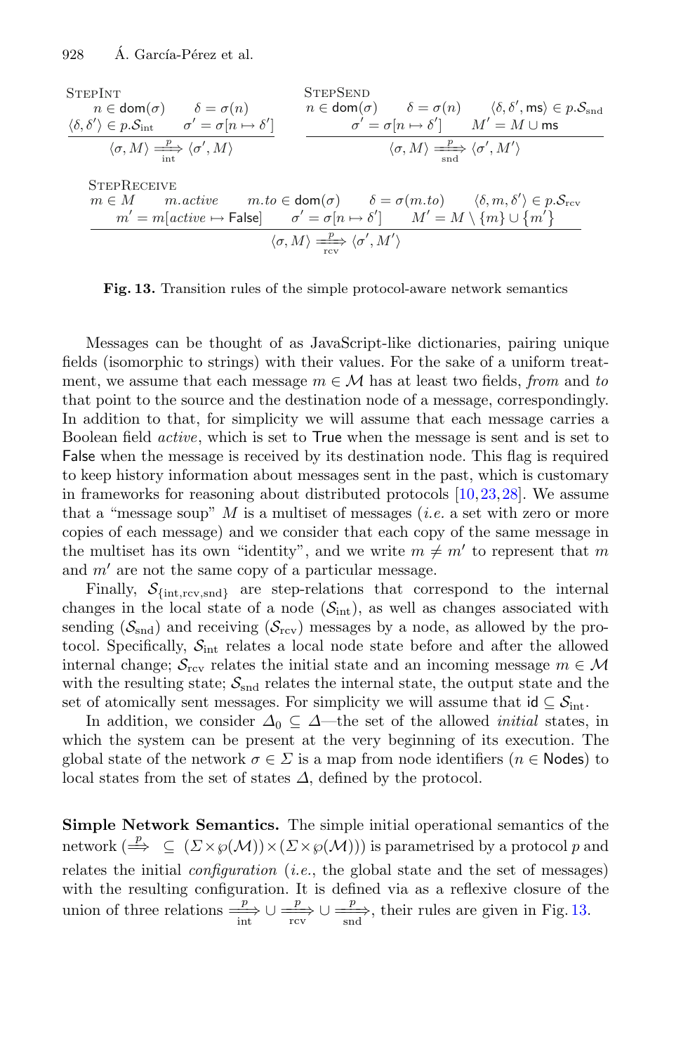$$\text{StepInt}\quad \frac{n \in \mathsf{dom}(\sigma) \qquad \delta = \sigma(n) \qquad \langle \delta, \delta' \rangle \in p.\mathcal{S}_{\text{int}} \qquad \sigma' = \sigma[n \mapsto \delta']}{\langle \sigma, M \rangle \xrightarrow[\text{int}]{p} \langle \sigma', M \rangle}$$

$$\text{StepSend}\quad \frac{n \in \mathsf{dom}(\sigma) \qquad \delta = \sigma(n) \qquad \langle \delta, \delta', \mathsf{ms} \rangle \in p.\mathcal{S}_{\text{snd}} \qquad \sigma' = \sigma[n \mapsto \delta'] \qquad M' = M \cup \mathsf{ms}}{\langle \sigma, M \rangle \xrightarrow[\text{snd}]{p} \langle \sigma', M' \rangle}$$

$$\text{StepReceive}\quad \frac{\begin{array}{c} m \in M \qquad m.active \qquad m.to \in \mathsf{dom}(\sigma) \qquad \delta = \sigma(m.to) \qquad \langle \delta, m, \delta' \rangle \in p.\mathcal{S}_{\text{rcv}} \\ m' = m[active \mapsto \mathsf{False}] \qquad \sigma' = \sigma[n \mapsto \delta'] \qquad M' = M \setminus \{m\} \cup \{m'\} \end{array}}{\langle \sigma, M \rangle \xrightarrow[\text{rcv}]{p} \langle \sigma', M' \rangle}$$

**Fig. 13.** Transition rules of the simple protocol-aware network semantics

Messages can be thought of as JavaScript-like dictionaries, pairing unique fields (isomorphic to strings) with their values. For the sake of a uniform treatment, we assume that each message $m \in \mathcal{M}$ has at least two fields, *from* and *to* that point to the source and the destination node of a message, correspondingly. In addition to that, for simplicity we will assume that each message carries a Boolean field *active*, which is set to True when the message is sent and is set to False when the message is received by its destination node. This flag is required to keep history information about messages sent in the past, which is customary in frameworks for reasoning about distributed protocols [10,23,28]. We assume that a "message soup" $M$ is a multiset of messages (*i.e.* a set with zero or more copies of each message) and we consider that each copy of the same message in the multiset has its own "identity", and we write $m \neq m'$ to represent that $m$ and $m'$ are not the same copy of a particular message.

Finally, $\mathcal{S}_{\{\text{int},\text{rcv},\text{snd}\}}$ are step-relations that correspond to the internal changes in the local state of a node ($\mathcal{S}_{\text{int}}$), as well as changes associated with sending ($\mathcal{S}_{\text{snd}}$) and receiving ($\mathcal{S}_{\text{rcv}}$) messages by a node, as allowed by the protocol. Specifically, $\mathcal{S}_{\text{int}}$ relates a local node state before and after the allowed internal change; $\mathcal{S}_{\text{rcv}}$ relates the initial state and an incoming message $m \in \mathcal{M}$ with the resulting state; $\mathcal{S}_{\text{snd}}$ relates the internal state, the output state and the set of atomically sent messages. For simplicity we will assume that $\mathsf{id} \subseteq \mathcal{S}_{\text{int}}$.

In addition, we consider $\Delta_0 \subseteq \Delta$—the set of the allowed *initial* states, in which the system can be present at the very beginning of its execution. The global state of the network $\sigma \in \Sigma$ is a map from node identifiers ($n \in \mathsf{Nodes}$) to local states from the set of states $\Delta$, defined by the protocol.

**Simple Network Semantics.** The simple initial operational semantics of the network ($\xrightarrow{p} \; \subseteq (\Sigma \times \wp(\mathcal{M})) \times (\Sigma \times \wp(\mathcal{M}))$) is parametrised by a protocol $p$ and relates the initial *configuration* (*i.e.*, the global state and the set of messages) with the resulting configuration. It is defined via as a reflexive closure of the union of three relations $\xrightarrow[\text{int}]{p} \cup \xrightarrow[\text{rcv}]{p} \cup \xrightarrow[\text{snd}]{p}$, their rules are given in Fig. 13.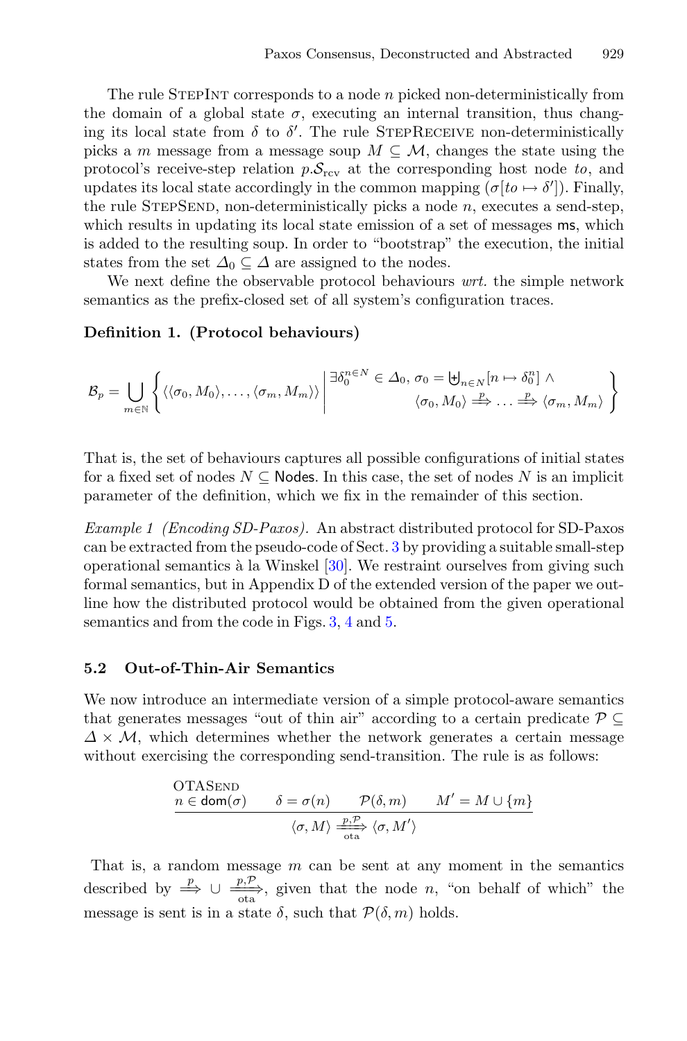The rule StepInt corresponds to a node $n$ picked non-deterministically from the domain of a global state $\sigma$, executing an internal transition, thus changing its local state from $\delta$ to $\delta'$. The rule StepReceive non-deterministically picks a $m$ message from a message soup $M \subseteq \mathcal{M}$, changes the state using the protocol's receive-step relation $p.\mathcal{S}_{\text{rcv}}$ at the corresponding host node $to$, and updates its local state accordingly in the common mapping $(\sigma[to \mapsto \delta'])$. Finally, the rule StepSend, non-deterministically picks a node $n$, executes a send-step, which results in updating its local state emission of a set of messages $\mathsf{ms}$, which is added to the resulting soup. In order to "bootstrap" the execution, the initial states from the set $\Delta_0 \subseteq \Delta$ are assigned to the nodes.

We next define the observable protocol behaviours *wrt.* the simple network semantics as the prefix-closed set of all system's configuration traces.

**Definition 1. (Protocol behaviours)**

$$\mathcal{B}_p = \bigcup_{m \in \mathbb{N}} \left\{ \langle \langle \sigma_0, M_0 \rangle, \ldots, \langle \sigma_m, M_m \rangle \rangle \;\middle|\; \begin{array}{r} \exists \delta_0^{n \in N} \in \Delta_0,\, \sigma_0 = \biguplus_{n \in N} [n \mapsto \delta_0^n] \wedge \\ \langle \sigma_0, M_0 \rangle \stackrel{p}{\Longrightarrow} \ldots \stackrel{p}{\Longrightarrow} \langle \sigma_m, M_m \rangle \end{array} \right\}$$

That is, the set of behaviours captures all possible configurations of initial states for a fixed set of nodes $N \subseteq \mathsf{Nodes}$. In this case, the set of nodes $N$ is an implicit parameter of the definition, which we fix in the remainder of this section.

*Example 1 (Encoding SD-Paxos).* An abstract distributed protocol for SD-Paxos can be extracted from the pseudo-code of Sect. 3 by providing a suitable small-step operational semantics à la Winskel [30]. We restraint ourselves from giving such formal semantics, but in Appendix D of the extended version of the paper we outline how the distributed protocol would be obtained from the given operational semantics and from the code in Figs. 3, 4 and 5.

### 5.2 Out-of-Thin-Air Semantics

We now introduce an intermediate version of a simple protocol-aware semantics that generates messages "out of thin air" according to a certain predicate $\mathcal{P} \subseteq \Delta \times \mathcal{M}$, which determines whether the network generates a certain message without exercising the corresponding send-transition. The rule is as follows:

$$\textsc{OTASend}\quad \frac{n \in \mathsf{dom}(\sigma) \qquad \delta = \sigma(n) \qquad \mathcal{P}(\delta, m) \qquad M' = M \cup \{m\}}{\langle \sigma, M \rangle \xrightarrow[\text{ota}]{p,\mathcal{P}} \langle \sigma, M' \rangle}$$

That is, a random message $m$ can be sent at any moment in the semantics described by $\stackrel{p}{\Longrightarrow} \cup \xrightarrow[\text{ota}]{p,\mathcal{P}}$, given that the node $n$, "on behalf of which" the message is sent is in a state $\delta$, such that $\mathcal{P}(\delta, m)$ holds.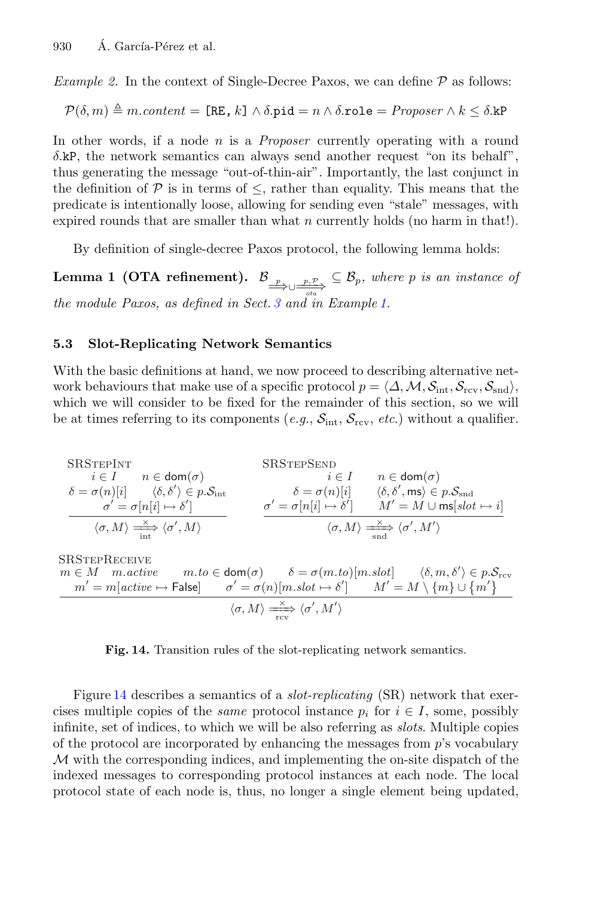*Example 2.* In the context of Single-Decree Paxos, we can define $\mathcal{P}$ as follows:

$$\mathcal{P}(\delta, m) \triangleq m.content = \texttt{[RE, } k\texttt{]} \wedge \delta.\texttt{pid} = n \wedge \delta.\texttt{role} = \mathit{Proposer} \wedge k \leq \delta.\texttt{kP}$$

In other words, if a node $n$ is a *Proposer* currently operating with a round $\delta.\texttt{kP}$, the network semantics can always send another request "on its behalf", thus generating the message "out-of-thin-air". Importantly, the last conjunct in the definition of $\mathcal{P}$ is in terms of $\leq$, rather than equality. This means that the predicate is intentionally loose, allowing for sending even "stale" messages, with expired rounds that are smaller than what $n$ currently holds (no harm in that!).

By definition of single-decree Paxos protocol, the following lemma holds:

**Lemma 1 (OTA refinement).** $\mathcal{B}_{\overset{p}{\Longrightarrow} \cup \underset{ota}{\overset{p,\mathcal{P}}{\Longrightarrow}}} \subseteq \mathcal{B}_p$, *where $p$ is an instance of the module Paxos, as defined in Sect. 3 and in Example 1.*

### 5.3 Slot-Replicating Network Semantics

With the basic definitions at hand, we now proceed to describing alternative network behaviours that make use of a specific protocol $p = \langle \Delta, \mathcal{M}, \mathcal{S}_{\text{int}}, \mathcal{S}_{\text{rcv}}, \mathcal{S}_{\text{snd}} \rangle$, which we will consider to be fixed for the remainder of this section, so we will be at times referring to its components (*e.g.*, $\mathcal{S}_{\text{int}}$, $\mathcal{S}_{\text{rcv}}$, *etc.*) without a qualifier.

$$\textsc{SRStepInt}\quad \frac{i \in I \quad n \in \mathsf{dom}(\sigma) \quad \delta = \sigma(n)[i] \quad \langle \delta, \delta' \rangle \in p.\mathcal{S}_{\text{int}} \quad \sigma' = \sigma[n[i] \mapsto \delta']}{\langle \sigma, M \rangle \overset{\times}{\underset{\text{int}}{\Longrightarrow}} \langle \sigma', M \rangle}$$

$$\textsc{SRStepSend}\quad \frac{i \in I \quad n \in \mathsf{dom}(\sigma) \quad \delta = \sigma(n)[i] \quad \langle \delta, \delta', \mathsf{ms} \rangle \in p.\mathcal{S}_{\text{snd}} \quad \sigma' = \sigma[n[i] \mapsto \delta'] \quad M' = M \cup \mathsf{ms}[slot \mapsto i]}{\langle \sigma, M \rangle \overset{\times}{\underset{\text{snd}}{\Longrightarrow}} \langle \sigma', M' \rangle}$$

$$\textsc{SRStepReceive}\quad \frac{m \in M \quad m.active \quad m.to \in \mathsf{dom}(\sigma) \quad \delta = \sigma(m.to)[m.slot] \quad \langle \delta, m, \delta' \rangle \in p.\mathcal{S}_{\text{rcv}} \quad m' = m[active \mapsto \mathsf{False}] \quad \sigma' = \sigma(n)[m.slot \mapsto \delta'] \quad M' = M \setminus \{m\} \cup \{m'\}}{\langle \sigma, M \rangle \overset{\times}{\underset{\text{rcv}}{\Longrightarrow}} \langle \sigma', M' \rangle}$$

**Fig. 14.** Transition rules of the slot-replicating network semantics.

Figure 14 describes a semantics of a *slot-replicating* (SR) network that exercises multiple copies of the *same* protocol instance $p_i$ for $i \in I$, some, possibly infinite, set of indices, to which we will be also referring as *slots*. Multiple copies of the protocol are incorporated by enhancing the messages from $p$'s vocabulary $\mathcal{M}$ with the corresponding indices, and implementing the on-site dispatch of the indexed messages to corresponding protocol instances at each node. The local protocol state of each node is, thus, no longer a single element being updated,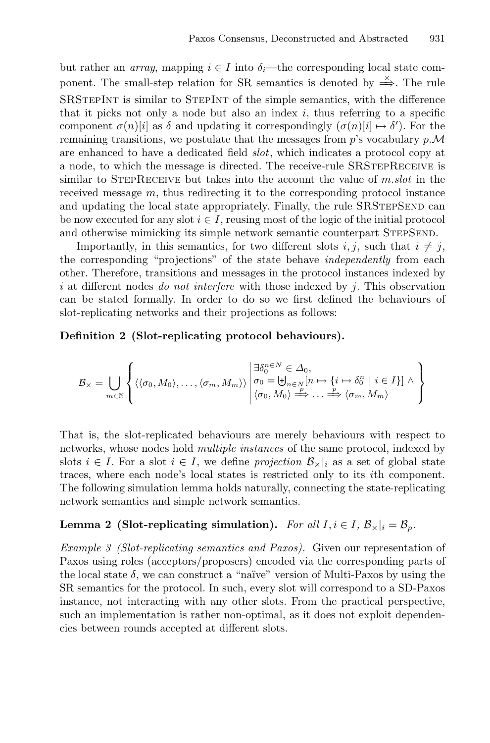but rather an *array*, mapping $i \in I$ into $\delta_i$—the corresponding local state component. The small-step relation for SR semantics is denoted by $\overset{\times}{\Longrightarrow}$. The rule SRStepInt is similar to StepInt of the simple semantics, with the difference that it picks not only a node but also an index $i$, thus referring to a specific component $\sigma(n)[i]$ as $\delta$ and updating it correspondingly ($\sigma(n)[i] \mapsto \delta'$). For the remaining transitions, we postulate that the messages from $p$'s vocabulary $p.\mathcal{M}$ are enhanced to have a dedicated field *slot*, which indicates a protocol copy at a node, to which the message is directed. The receive-rule SRStepReceive is similar to StepReceive but takes into the account the value of $m.slot$ in the received message $m$, thus redirecting it to the corresponding protocol instance and updating the local state appropriately. Finally, the rule SRStepSend can be now executed for any slot $i \in I$, reusing most of the logic of the initial protocol and otherwise mimicking its simple network semantic counterpart StepSend.

Importantly, in this semantics, for two different slots $i, j$, such that $i \neq j$, the corresponding "projections" of the state behave *independently* from each other. Therefore, transitions and messages in the protocol instances indexed by $i$ at different nodes *do not interfere* with those indexed by $j$. This observation can be stated formally. In order to do so we first defined the behaviours of slot-replicating networks and their projections as follows:

**Definition 2 (Slot-replicating protocol behaviours).**

$$
\mathcal{B}_{\times} = \bigcup_{m \in \mathbb{N}} \left\{ \langle \langle \sigma_0, M_0 \rangle, \ldots, \langle \sigma_m, M_m \rangle \rangle \;\middle|\; \begin{array}{l} \exists \delta_0^{n \in N} \in \Delta_0, \\ \sigma_0 = \biguplus_{n \in N} [n \mapsto \{ i \mapsto \delta_0^n \mid i \in I \}] \wedge \\ \langle \sigma_0, M_0 \rangle \overset{p}{\Longrightarrow} \ldots \overset{p}{\Longrightarrow} \langle \sigma_m, M_m \rangle \end{array} \right\}
$$

That is, the slot-replicated behaviours are merely behaviours with respect to networks, whose nodes hold *multiple instances* of the same protocol, indexed by slots $i \in I$. For a slot $i \in I$, we define *projection* $\mathcal{B}_{\times}|_i$ as a set of global state traces, where each node's local states is restricted only to its $i$th component. The following simulation lemma holds naturally, connecting the state-replicating network semantics and simple network semantics.

**Lemma 2 (Slot-replicating simulation).** *For all* $I, i \in I$, $\mathcal{B}_{\times}|_i = \mathcal{B}_p$.

*Example 3 (Slot-replicating semantics and Paxos).* Given our representation of Paxos using roles (acceptors/proposers) encoded via the corresponding parts of the local state $\delta$, we can construct a "naïve" version of Multi-Paxos by using the SR semantics for the protocol. In such, every slot will correspond to a SD-Paxos instance, not interacting with any other slots. From the practical perspective, such an implementation is rather non-optimal, as it does not exploit dependencies between rounds accepted at different slots.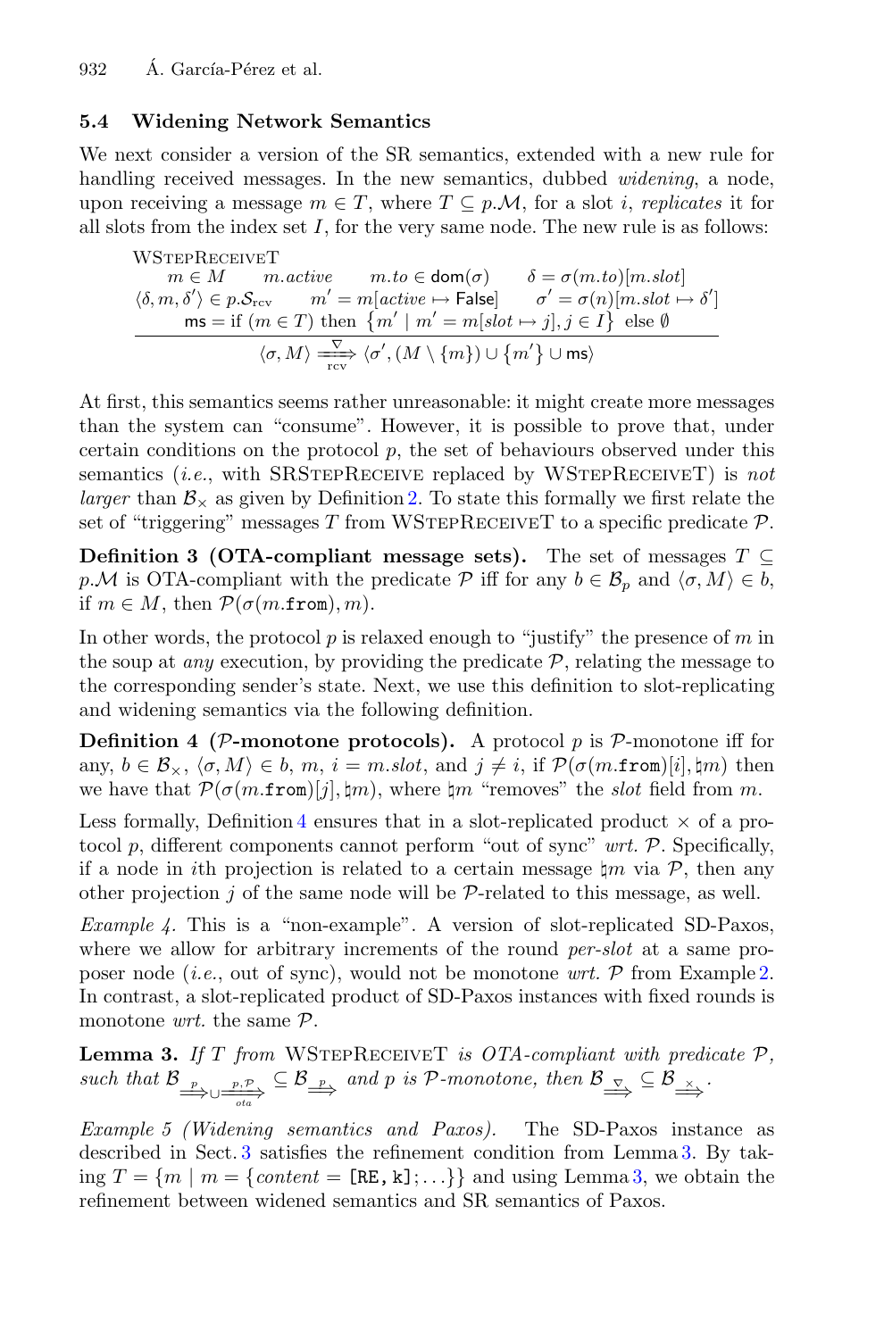### 5.4 Widening Network Semantics

We next consider a version of the SR semantics, extended with a new rule for handling received messages. In the new semantics, dubbed *widening*, a node, upon receiving a message $m \in T$, where $T \subseteq p.\mathcal{M}$, for a slot $i$, *replicates* it for all slots from the index set $I$, for the very same node. The new rule is as follows:

$$\frac{\begin{array}{c}\text{WSTEPRECEIVET} \\ m \in M \quad m.active \quad m.to \in \mathsf{dom}(\sigma) \quad \delta = \sigma(m.to)[m.slot] \\ \langle \delta, m, \delta' \rangle \in p.\mathcal{S}_{\text{rcv}} \quad m' = m[active \mapsto \mathsf{False}] \quad \sigma' = \sigma(n)[m.slot \mapsto \delta'] \\ \mathsf{ms} = \text{if } (m \in T) \text{ then } \{m' \mid m' = m[slot \mapsto j], j \in I\} \text{ else } \emptyset \end{array}}{\langle \sigma, M \rangle \xrightarrow[\text{rcv}]{\nabla} \langle \sigma', (M \setminus \{m\}) \cup \{m'\} \cup \mathsf{ms} \rangle}$$

At first, this semantics seems rather unreasonable: it might create more messages than the system can "consume". However, it is possible to prove that, under certain conditions on the protocol $p$, the set of behaviours observed under this semantics (*i.e.*, with SRSTEPRECEIVE replaced by WSTEPRECEIVET) is *not larger* than $\mathcal{B}_{\times}$ as given by Definition 2. To state this formally we first relate the set of "triggering" messages $T$ from WSTEPRECEIVET to a specific predicate $\mathcal{P}$.

**Definition 3 (OTA-compliant message sets).** The set of messages $T \subseteq p.\mathcal{M}$ is OTA-compliant with the predicate $\mathcal{P}$ iff for any $b \in \mathcal{B}_p$ and $\langle \sigma, M \rangle \in b$, if $m \in M$, then $\mathcal{P}(\sigma(m.\texttt{from}), m)$.

In other words, the protocol $p$ is relaxed enough to "justify" the presence of $m$ in the soup at *any* execution, by providing the predicate $\mathcal{P}$, relating the message to the corresponding sender's state. Next, we use this definition to slot-replicating and widening semantics via the following definition.

**Definition 4 ($\mathcal{P}$-monotone protocols).** A protocol $p$ is $\mathcal{P}$-monotone iff for any, $b \in \mathcal{B}_{\times}$, $\langle \sigma, M \rangle \in b$, $m$, $i = m.slot$, and $j \neq i$, if $\mathcal{P}(\sigma(m.\texttt{from})[i], \natural m)$ then we have that $\mathcal{P}(\sigma(m.\texttt{from})[j], \natural m)$, where $\natural m$ "removes" the *slot* field from $m$.

Less formally, Definition 4 ensures that in a slot-replicated product $\times$ of a protocol $p$, different components cannot perform "out of sync" *wrt.* $\mathcal{P}$. Specifically, if a node in $i$th projection is related to a certain message $\natural m$ via $\mathcal{P}$, then any other projection $j$ of the same node will be $\mathcal{P}$-related to this message, as well.

*Example 4.* This is a "non-example". A version of slot-replicated SD-Paxos, where we allow for arbitrary increments of the round *per-slot* at a same proposer node (*i.e.*, out of sync), would not be monotone *wrt.* $\mathcal{P}$ from Example 2. In contrast, a slot-replicated product of SD-Paxos instances with fixed rounds is monotone *wrt.* the same $\mathcal{P}$.

**Lemma 3.** *If $T$ from* WSTEPRECEIVET *is OTA-compliant with predicate $\mathcal{P}$, such that $\mathcal{B}_{\xRightarrow{p} \cup \xRightarrow[ota]{p,\mathcal{P}}} \subseteq \mathcal{B}_{\xRightarrow{p}}$ and $p$ is $\mathcal{P}$-monotone, then $\mathcal{B}_{\xRightarrow{\nabla}} \subseteq \mathcal{B}_{\xRightarrow{\times}}$.*

*Example 5 (Widening semantics and Paxos).* The SD-Paxos instance as described in Sect. 3 satisfies the refinement condition from Lemma 3. By taking $T = \{m \mid m = \{content = \texttt{[RE, k]}; \ldots\}\}$ and using Lemma 3, we obtain the refinement between widened semantics and SR semantics of Paxos.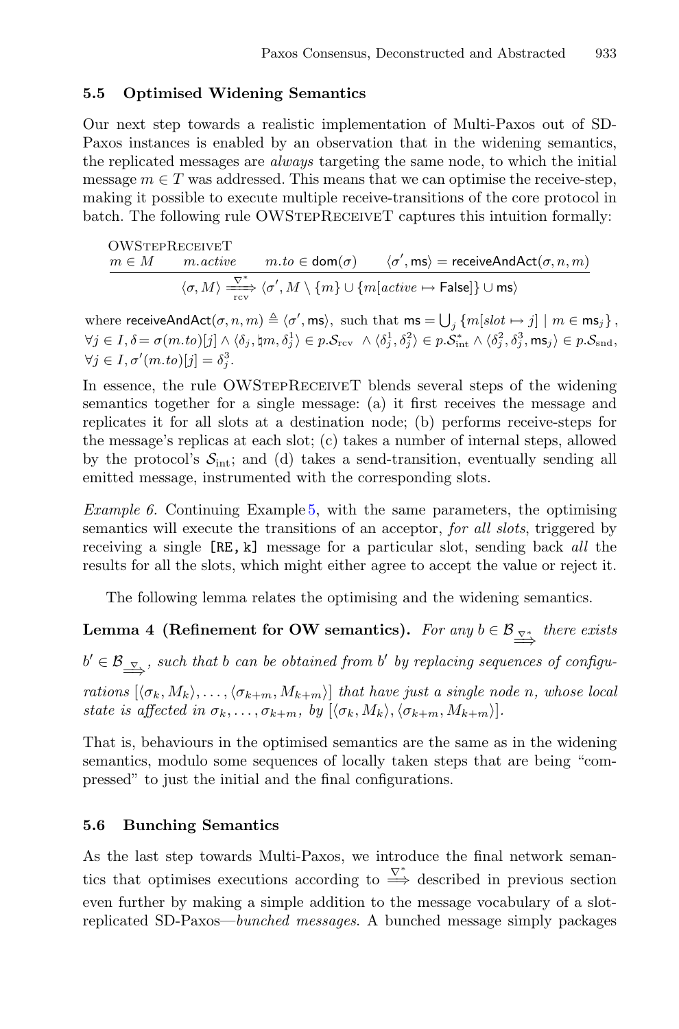### 5.5 Optimised Widening Semantics

Our next step towards a realistic implementation of Multi-Paxos out of SD-Paxos instances is enabled by an observation that in the widening semantics, the replicated messages are *always* targeting the same node, to which the initial message $m \in T$ was addressed. This means that we can optimise the receive-step, making it possible to execute multiple receive-transitions of the core protocol in batch. The following rule OWStepReceiveT captures this intuition formally:

$$\frac{\begin{array}{c}\text{OWStepReceiveT} \\ m \in M \qquad m.active \qquad m.to \in \mathsf{dom}(\sigma) \qquad \langle \sigma', \mathsf{ms} \rangle = \mathsf{receiveAndAct}(\sigma, n, m)\end{array}}{\langle \sigma, M \rangle \xRightarrow[\text{rcv}]{\nabla^*} \langle \sigma', M \setminus \{m\} \cup \{m[active \mapsto \mathsf{False}]\} \cup \mathsf{ms} \rangle}$$

where $\mathsf{receiveAndAct}(\sigma, n, m) \triangleq \langle \sigma', \mathsf{ms} \rangle$, such that $\mathsf{ms} = \bigcup_j \{m[slot \mapsto j] \mid m \in \mathsf{ms}_j\}$, $\forall j \in I, \delta = \sigma(m.to)[j] \wedge \langle \delta_j, \natural m, \delta_j^1 \rangle \in p.\mathcal{S}_{\text{rcv}} \wedge \langle \delta_j^1, \delta_j^2 \rangle \in p.\mathcal{S}_{\text{int}}^* \wedge \langle \delta_j^2, \delta_j^3, \mathsf{ms}_j \rangle \in p.\mathcal{S}_{\text{snd}}$, $\forall j \in I, \sigma'(m.to)[j] = \delta_j^3$.

In essence, the rule OWStepReceiveT blends several steps of the widening semantics together for a single message: (a) it first receives the message and replicates it for all slots at a destination node; (b) performs receive-steps for the message's replicas at each slot; (c) takes a number of internal steps, allowed by the protocol's $\mathcal{S}_{\text{int}}$; and (d) takes a send-transition, eventually sending all emitted message, instrumented with the corresponding slots.

*Example 6.* Continuing Example 5, with the same parameters, the optimising semantics will execute the transitions of an acceptor, *for all slots*, triggered by receiving a single `[RE, k]` message for a particular slot, sending back *all* the results for all the slots, which might either agree to accept the value or reject it.

The following lemma relates the optimising and the widening semantics.

**Lemma 4 (Refinement for OW semantics).** *For any $b \in \mathcal{B}_{\xRightarrow{\nabla^*}}$ there exists $b' \in \mathcal{B}_{\xRightarrow{\nabla}}$, such that $b$ can be obtained from $b'$ by replacing sequences of configurations $[\langle \sigma_k, M_k \rangle, \ldots, \langle \sigma_{k+m}, M_{k+m} \rangle]$ that have just a single node $n$, whose local state is affected in $\sigma_k, \ldots, \sigma_{k+m}$, by $[\langle \sigma_k, M_k \rangle, \langle \sigma_{k+m}, M_{k+m} \rangle]$.*

That is, behaviours in the optimised semantics are the same as in the widening semantics, modulo some sequences of locally taken steps that are being "compressed" to just the initial and the final configurations.

### 5.6 Bunching Semantics

As the last step towards Multi-Paxos, we introduce the final network semantics that optimises executions according to $\xRightarrow{\nabla^*}$ described in previous section even further by making a simple addition to the message vocabulary of a slot-replicated SD-Paxos—*bunched messages*. A bunched message simply packages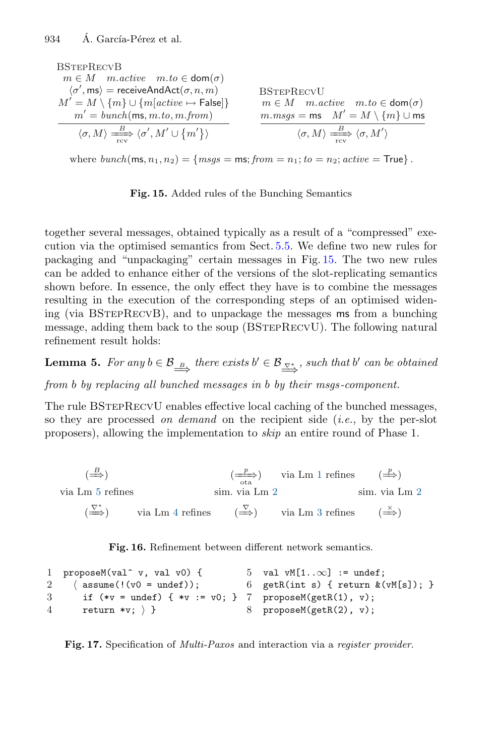$$
\text{BStepRecvB}\quad
\frac{
\begin{array}{c}
m \in M \quad m.active \quad m.to \in \mathsf{dom}(\sigma) \\
\langle \sigma', \mathsf{ms} \rangle = \mathsf{receiveAndAct}(\sigma, n, m) \\
M' = M \setminus \{m\} \cup \{m[active \mapsto \mathsf{False}]\} \\
m' = bunch(\mathsf{ms}, m.to, m.from)
\end{array}
}{
\langle \sigma, M \rangle \xRightarrow[\text{rcv}]{B} \langle \sigma', M' \cup \{m'\} \rangle
}
\qquad
\text{BStepRecvU}\quad
\frac{
\begin{array}{c}
m \in M \quad m.active \quad m.to \in \mathsf{dom}(\sigma) \\
m.msgs = \mathsf{ms} \quad M' = M \setminus \{m\} \cup \mathsf{ms}
\end{array}
}{
\langle \sigma, M \rangle \xRightarrow[\text{rcv}]{B} \langle \sigma, M' \rangle
}
$$

where $bunch(\mathsf{ms}, n_1, n_2) = \{msgs = \mathsf{ms}; from = n_1; to = n_2; active = \mathsf{True}\}$.

**Fig. 15.** Added rules of the Bunching Semantics

together several messages, obtained typically as a result of a "compressed" execution via the optimised semantics from Sect. 5.5. We define two new rules for packaging and "unpackaging" certain messages in Fig. 15. The two new rules can be added to enhance either of the versions of the slot-replicating semantics shown before. In essence, the only effect they have is to combine the messages resulting in the execution of the corresponding steps of an optimised widening (via BStepRecvB), and to unpackage the messages ms from a bunching message, adding them back to the soup (BStepRecvU). The following natural refinement result holds:

**Lemma 5.** *For any $b \in \mathcal{B}_{\xRightarrow{B}}$ there exists $b' \in \mathcal{B}_{\xRightarrow{\nabla^*}}$, such that $b'$ can be obtained from $b$ by replacing all bunched messages in $b$ by their msgs-component.*

The rule BStepRecvU enables effective local caching of the bunched messages, so they are processed *on demand* on the recipient side (*i.e.*, by the per-slot proposers), allowing the implementation to *skip* an entire round of Phase 1.

$$
\begin{array}{ccccccc}
(\xRightarrow{B}) & & & (\xRightarrow[\text{ota}]{p}) & \text{via Lm 1 refines} & (\xRightarrow{p}) \\
\text{via Lm 5 refines} & & & \text{sim. via Lm 2} & & \text{sim. via Lm 2} \\
(\xRightarrow{\nabla^*}) & \text{via Lm 4 refines} & & (\xRightarrow{\nabla}) & \text{via Lm 3 refines} & (\xRightarrow{\times})
\end{array}
$$

**Fig. 16.** Refinement between different network semantics.

```
1  proposeM(val^ v, val v0) {          5  val vM[1..∞] := undef;
2    ⟨ assume(!(v0 = undef));           6  getR(int s) { return &(vM[s]); }
3      if (*v = undef) { *v := v0; }    7  proposeM(getR(1), v);
4      return *v; ⟩ }                   8  proposeM(getR(2), v);
```

**Fig. 17.** Specification of *Multi-Paxos* and interaction via a *register provider*.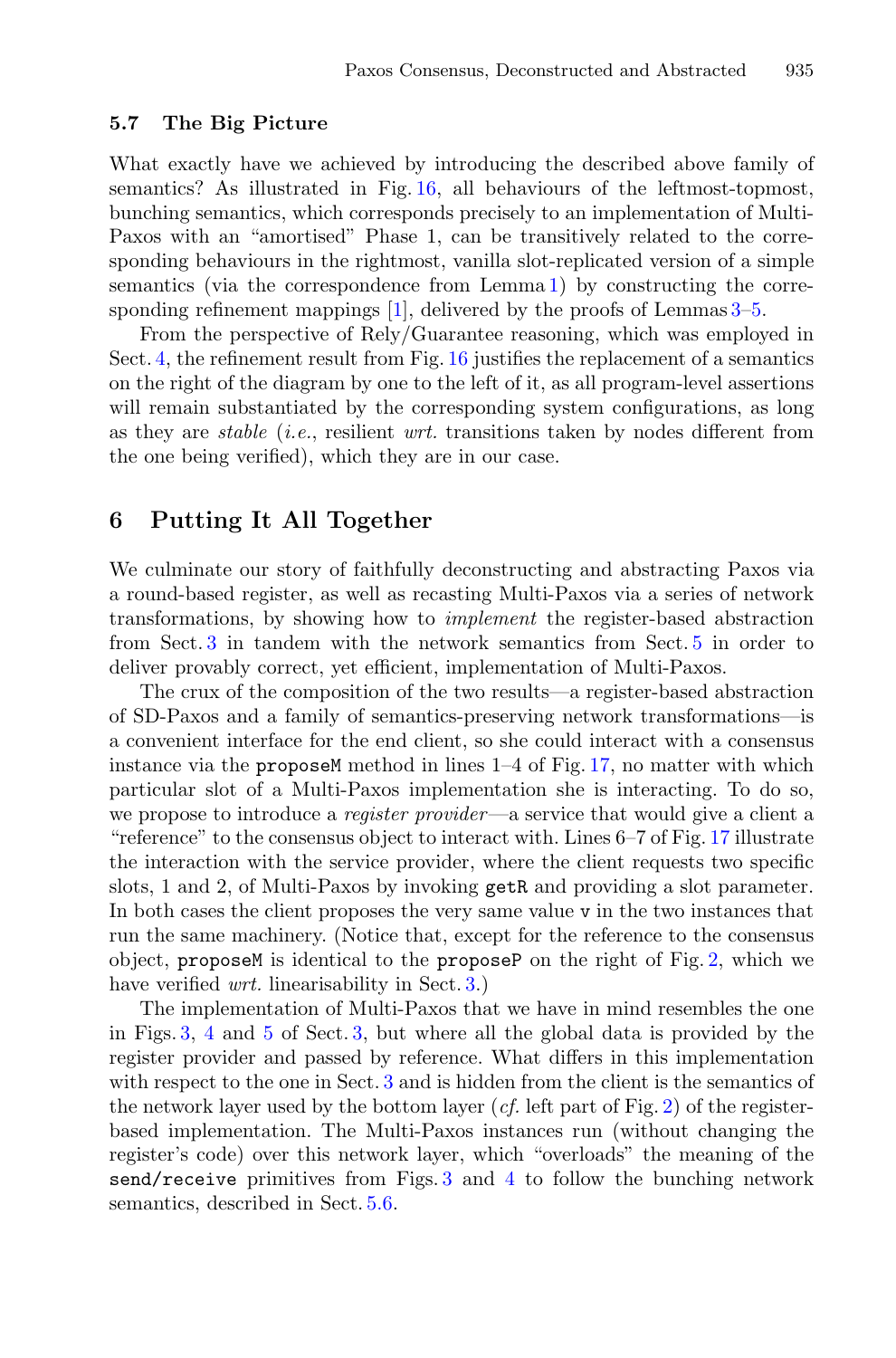### 5.7 The Big Picture

What exactly have we achieved by introducing the described above family of semantics? As illustrated in Fig. 16, all behaviours of the leftmost-topmost, bunching semantics, which corresponds precisely to an implementation of Multi-Paxos with an "amortised" Phase 1, can be transitively related to the corresponding behaviours in the rightmost, vanilla slot-replicated version of a simple semantics (via the correspondence from Lemma 1) by constructing the corresponding refinement mappings [1], delivered by the proofs of Lemmas 3–5.

From the perspective of Rely/Guarantee reasoning, which was employed in Sect. 4, the refinement result from Fig. 16 justifies the replacement of a semantics on the right of the diagram by one to the left of it, as all program-level assertions will remain substantiated by the corresponding system configurations, as long as they are *stable* (*i.e.*, resilient *wrt.* transitions taken by nodes different from the one being verified), which they are in our case.

## 6 Putting It All Together

We culminate our story of faithfully deconstructing and abstracting Paxos via a round-based register, as well as recasting Multi-Paxos via a series of network transformations, by showing how to *implement* the register-based abstraction from Sect. 3 in tandem with the network semantics from Sect. 5 in order to deliver provably correct, yet efficient, implementation of Multi-Paxos.

The crux of the composition of the two results—a register-based abstraction of SD-Paxos and a family of semantics-preserving network transformations—is a convenient interface for the end client, so she could interact with a consensus instance via the `proposeM` method in lines 1–4 of Fig. 17, no matter with which particular slot of a Multi-Paxos implementation she is interacting. To do so, we propose to introduce a *register provider*—a service that would give a client a "reference" to the consensus object to interact with. Lines 6–7 of Fig. 17 illustrate the interaction with the service provider, where the client requests two specific slots, 1 and 2, of Multi-Paxos by invoking `getR` and providing a slot parameter. In both cases the client proposes the very same value `v` in the two instances that run the same machinery. (Notice that, except for the reference to the consensus object, `proposeM` is identical to the `proposeP` on the right of Fig. 2, which we have verified *wrt.* linearisability in Sect. 3.)

The implementation of Multi-Paxos that we have in mind resembles the one in Figs. 3, 4 and 5 of Sect. 3, but where all the global data is provided by the register provider and passed by reference. What differs in this implementation with respect to the one in Sect. 3 and is hidden from the client is the semantics of the network layer used by the bottom layer (*cf.* left part of Fig. 2) of the register-based implementation. The Multi-Paxos instances run (without changing the register's code) over this network layer, which "overloads" the meaning of the `send`/`receive` primitives from Figs. 3 and 4 to follow the bunching network semantics, described in Sect. 5.6.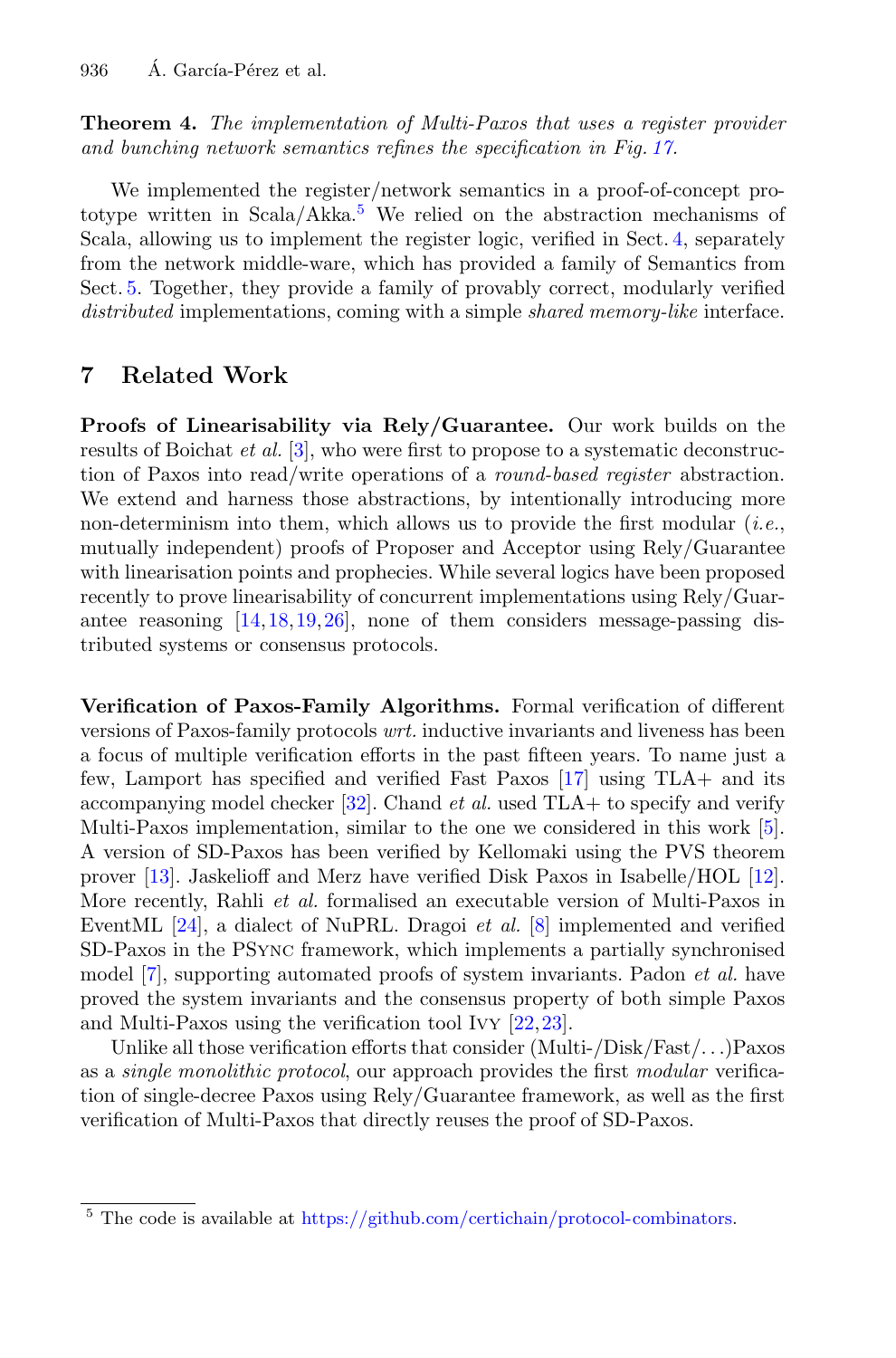**Theorem 4.** *The implementation of Multi-Paxos that uses a register provider and bunching network semantics refines the specification in Fig. 17.*

We implemented the register/network semantics in a proof-of-concept prototype written in Scala/Akka.[5] We relied on the abstraction mechanisms of Scala, allowing us to implement the register logic, verified in Sect. 4, separately from the network middle-ware, which has provided a family of Semantics from Sect. 5. Together, they provide a family of provably correct, modularly verified *distributed* implementations, coming with a simple *shared memory-like* interface.

## 7 Related Work

**Proofs of Linearisability via Rely/Guarantee.** Our work builds on the results of Boichat *et al.* [3], who were first to propose to a systematic deconstruction of Paxos into read/write operations of a *round-based register* abstraction. We extend and harness those abstractions, by intentionally introducing more non-determinism into them, which allows us to provide the first modular (*i.e.*, mutually independent) proofs of Proposer and Acceptor using Rely/Guarantee with linearisation points and prophecies. While several logics have been proposed recently to prove linearisability of concurrent implementations using Rely/Guarantee reasoning [14,18,19,26], none of them considers message-passing distributed systems or consensus protocols.

**Verification of Paxos-Family Algorithms.** Formal verification of different versions of Paxos-family protocols *wrt.* inductive invariants and liveness has been a focus of multiple verification efforts in the past fifteen years. To name just a few, Lamport has specified and verified Fast Paxos [17] using TLA+ and its accompanying model checker [32]. Chand *et al.* used TLA+ to specify and verify Multi-Paxos implementation, similar to the one we considered in this work [5]. A version of SD-Paxos has been verified by Kellomaki using the PVS theorem prover [13]. Jaskelioff and Merz have verified Disk Paxos in Isabelle/HOL [12]. More recently, Rahli *et al.* formalised an executable version of Multi-Paxos in EventML [24], a dialect of NuPRL. Dragoi *et al.* [8] implemented and verified SD-Paxos in the PSync framework, which implements a partially synchronised model [7], supporting automated proofs of system invariants. Padon *et al.* have proved the system invariants and the consensus property of both simple Paxos and Multi-Paxos using the verification tool Ivy [22,23].

Unlike all those verification efforts that consider (Multi-/Disk/Fast/...)Paxos as a *single monolithic protocol*, our approach provides the first *modular* verification of single-decree Paxos using Rely/Guarantee framework, as well as the first verification of Multi-Paxos that directly reuses the proof of SD-Paxos.

---

[5] The code is available at https://github.com/certichain/protocol-combinators.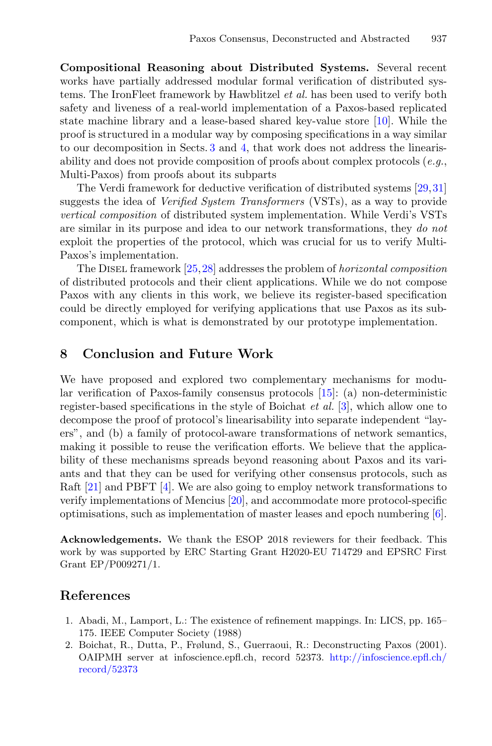**Compositional Reasoning about Distributed Systems.** Several recent works have partially addressed modular formal verification of distributed systems. The IronFleet framework by Hawblitzel *et al.* has been used to verify both safety and liveness of a real-world implementation of a Paxos-based replicated state machine library and a lease-based shared key-value store [10]. While the proof is structured in a modular way by composing specifications in a way similar to our decomposition in Sects. 3 and 4, that work does not address the linearisability and does not provide composition of proofs about complex protocols (*e.g.*, Multi-Paxos) from proofs about its subparts

The Verdi framework for deductive verification of distributed systems [29,31] suggests the idea of *Verified System Transformers* (VSTs), as a way to provide *vertical composition* of distributed system implementation. While Verdi's VSTs are similar in its purpose and idea to our network transformations, they *do not* exploit the properties of the protocol, which was crucial for us to verify Multi-Paxos's implementation.

The Disel framework [25,28] addresses the problem of *horizontal composition* of distributed protocols and their client applications. While we do not compose Paxos with any clients in this work, we believe its register-based specification could be directly employed for verifying applications that use Paxos as its subcomponent, which is what is demonstrated by our prototype implementation.

## 8 Conclusion and Future Work

We have proposed and explored two complementary mechanisms for modular verification of Paxos-family consensus protocols [15]: (a) non-deterministic register-based specifications in the style of Boichat *et al.* [3], which allow one to decompose the proof of protocol's linearisability into separate independent "layers", and (b) a family of protocol-aware transformations of network semantics, making it possible to reuse the verification efforts. We believe that the applicability of these mechanisms spreads beyond reasoning about Paxos and its variants and that they can be used for verifying other consensus protocols, such as Raft [21] and PBFT [4]. We are also going to employ network transformations to verify implementations of Mencius [20], and accommodate more protocol-specific optimisations, such as implementation of master leases and epoch numbering [6].

**Acknowledgements.** We thank the ESOP 2018 reviewers for their feedback. This work by was supported by ERC Starting Grant H2020-EU 714729 and EPSRC First Grant EP/P009271/1.

## References

1. Abadi, M., Lamport, L.: The existence of refinement mappings. In: LICS, pp. 165–175. IEEE Computer Society (1988)
2. Boichat, R., Dutta, P., Frølund, S., Guerraoui, R.: Deconstructing Paxos (2001). OAIPMH server at infoscience.epfl.ch, record 52373. http://infoscience.epfl.ch/record/52373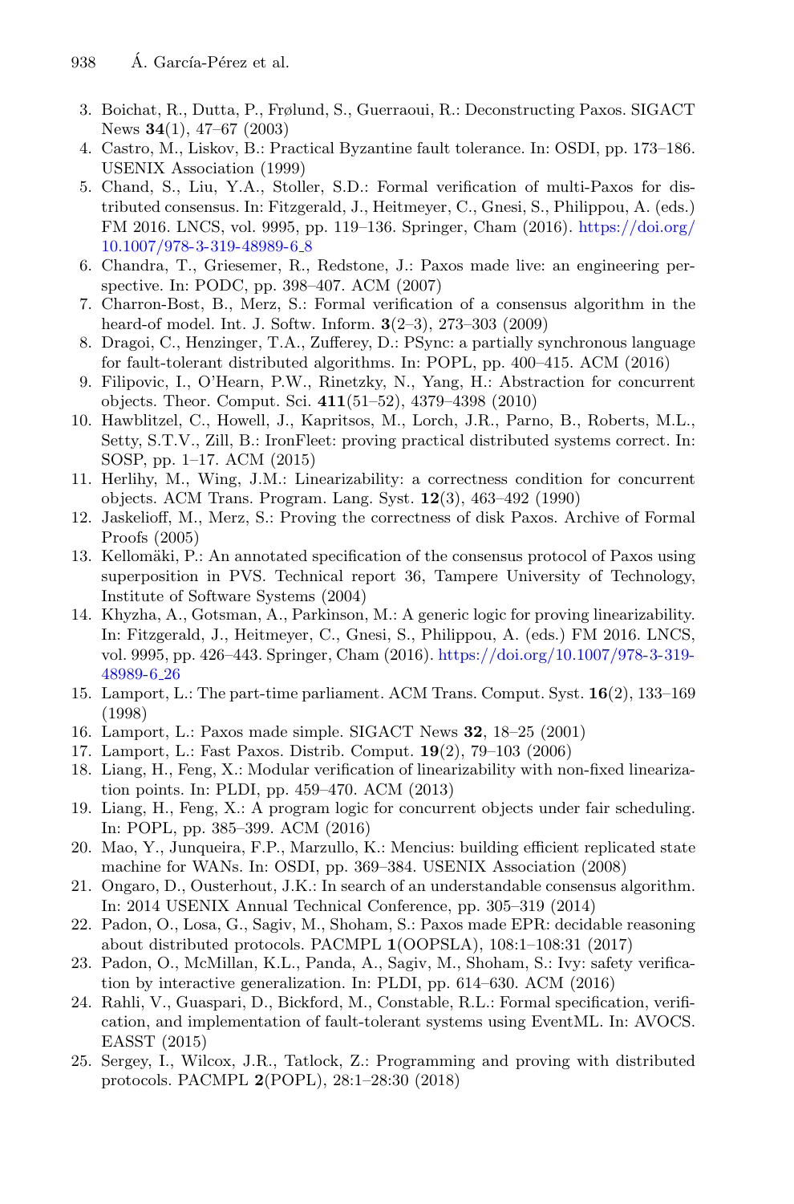3. Boichat, R., Dutta, P., Frølund, S., Guerraoui, R.: Deconstructing Paxos. SIGACT News **34**(1), 47–67 (2003)
4. Castro, M., Liskov, B.: Practical Byzantine fault tolerance. In: OSDI, pp. 173–186. USENIX Association (1999)
5. Chand, S., Liu, Y.A., Stoller, S.D.: Formal verification of multi-Paxos for distributed consensus. In: Fitzgerald, J., Heitmeyer, C., Gnesi, S., Philippou, A. (eds.) FM 2016. LNCS, vol. 9995, pp. 119–136. Springer, Cham (2016). https://doi.org/10.1007/978-3-319-48989-6_8
6. Chandra, T., Griesemer, R., Redstone, J.: Paxos made live: an engineering perspective. In: PODC, pp. 398–407. ACM (2007)
7. Charron-Bost, B., Merz, S.: Formal verification of a consensus algorithm in the heard-of model. Int. J. Softw. Inform. **3**(2–3), 273–303 (2009)
8. Dragoi, C., Henzinger, T.A., Zufferey, D.: PSync: a partially synchronous language for fault-tolerant distributed algorithms. In: POPL, pp. 400–415. ACM (2016)
9. Filipovic, I., O'Hearn, P.W., Rinetzky, N., Yang, H.: Abstraction for concurrent objects. Theor. Comput. Sci. **411**(51–52), 4379–4398 (2010)
10. Hawblitzel, C., Howell, J., Kapritsos, M., Lorch, J.R., Parno, B., Roberts, M.L., Setty, S.T.V., Zill, B.: IronFleet: proving practical distributed systems correct. In: SOSP, pp. 1–17. ACM (2015)
11. Herlihy, M., Wing, J.M.: Linearizability: a correctness condition for concurrent objects. ACM Trans. Program. Lang. Syst. **12**(3), 463–492 (1990)
12. Jaskelioff, M., Merz, S.: Proving the correctness of disk Paxos. Archive of Formal Proofs (2005)
13. Kellomäki, P.: An annotated specification of the consensus protocol of Paxos using superposition in PVS. Technical report 36, Tampere University of Technology, Institute of Software Systems (2004)
14. Khyzha, A., Gotsman, A., Parkinson, M.: A generic logic for proving linearizability. In: Fitzgerald, J., Heitmeyer, C., Gnesi, S., Philippou, A. (eds.) FM 2016. LNCS, vol. 9995, pp. 426–443. Springer, Cham (2016). https://doi.org/10.1007/978-3-319-48989-6_26
15. Lamport, L.: The part-time parliament. ACM Trans. Comput. Syst. **16**(2), 133–169 (1998)
16. Lamport, L.: Paxos made simple. SIGACT News **32**, 18–25 (2001)
17. Lamport, L.: Fast Paxos. Distrib. Comput. **19**(2), 79–103 (2006)
18. Liang, H., Feng, X.: Modular verification of linearizability with non-fixed linearization points. In: PLDI, pp. 459–470. ACM (2013)
19. Liang, H., Feng, X.: A program logic for concurrent objects under fair scheduling. In: POPL, pp. 385–399. ACM (2016)
20. Mao, Y., Junqueira, F.P., Marzullo, K.: Mencius: building efficient replicated state machine for WANs. In: OSDI, pp. 369–384. USENIX Association (2008)
21. Ongaro, D., Ousterhout, J.K.: In search of an understandable consensus algorithm. In: 2014 USENIX Annual Technical Conference, pp. 305–319 (2014)
22. Padon, O., Losa, G., Sagiv, M., Shoham, S.: Paxos made EPR: decidable reasoning about distributed protocols. PACMPL **1**(OOPSLA), 108:1–108:31 (2017)
23. Padon, O., McMillan, K.L., Panda, A., Sagiv, M., Shoham, S.: Ivy: safety verification by interactive generalization. In: PLDI, pp. 614–630. ACM (2016)
24. Rahli, V., Guaspari, D., Bickford, M., Constable, R.L.: Formal specification, verification, and implementation of fault-tolerant systems using EventML. In: AVOCS. EASST (2015)
25. Sergey, I., Wilcox, J.R., Tatlock, Z.: Programming and proving with distributed protocols. PACMPL **2**(POPL), 28:1–28:30 (2018)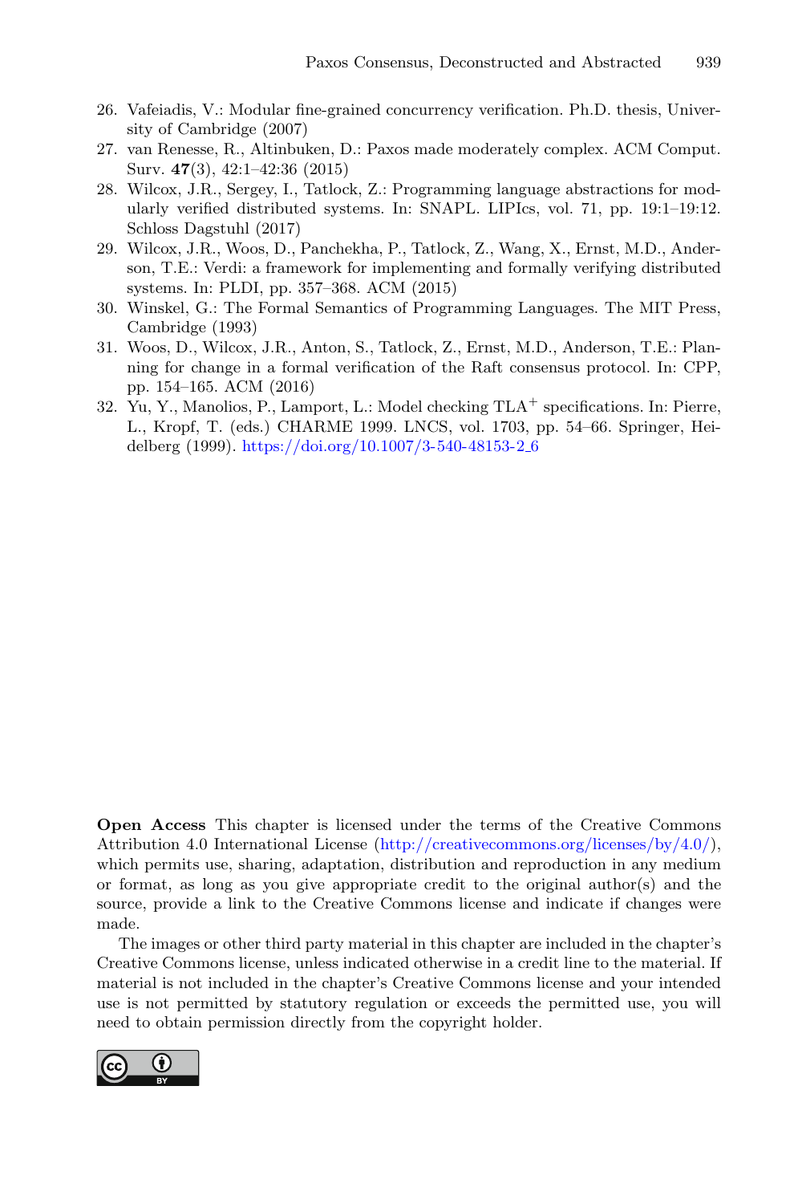26. Vafeiadis, V.: Modular fine-grained concurrency verification. Ph.D. thesis, University of Cambridge (2007)
27. van Renesse, R., Altinbuken, D.: Paxos made moderately complex. ACM Comput. Surv. **47**(3), 42:1–42:36 (2015)
28. Wilcox, J.R., Sergey, I., Tatlock, Z.: Programming language abstractions for modularly verified distributed systems. In: SNAPL. LIPIcs, vol. 71, pp. 19:1–19:12. Schloss Dagstuhl (2017)
29. Wilcox, J.R., Woos, D., Panchekha, P., Tatlock, Z., Wang, X., Ernst, M.D., Anderson, T.E.: Verdi: a framework for implementing and formally verifying distributed systems. In: PLDI, pp. 357–368. ACM (2015)
30. Winskel, G.: The Formal Semantics of Programming Languages. The MIT Press, Cambridge (1993)
31. Woos, D., Wilcox, J.R., Anton, S., Tatlock, Z., Ernst, M.D., Anderson, T.E.: Planning for change in a formal verification of the Raft consensus protocol. In: CPP, pp. 154–165. ACM (2016)
32. Yu, Y., Manolios, P., Lamport, L.: Model checking TLA$^{+}$ specifications. In: Pierre, L., Kropf, T. (eds.) CHARME 1999. LNCS, vol. 1703, pp. 54–66. Springer, Heidelberg (1999). https://doi.org/10.1007/3-540-48153-2_6

**Open Access** This chapter is licensed under the terms of the Creative Commons Attribution 4.0 International License (http://creativecommons.org/licenses/by/4.0/), which permits use, sharing, adaptation, distribution and reproduction in any medium or format, as long as you give appropriate credit to the original author(s) and the source, provide a link to the Creative Commons license and indicate if changes were made.

The images or other third party material in this chapter are included in the chapter's Creative Commons license, unless indicated otherwise in a credit line to the material. If material is not included in the chapter's Creative Commons license and your intended use is not permitted by statutory regulation or exceeds the permitted use, you will need to obtain permission directly from the copyright holder.